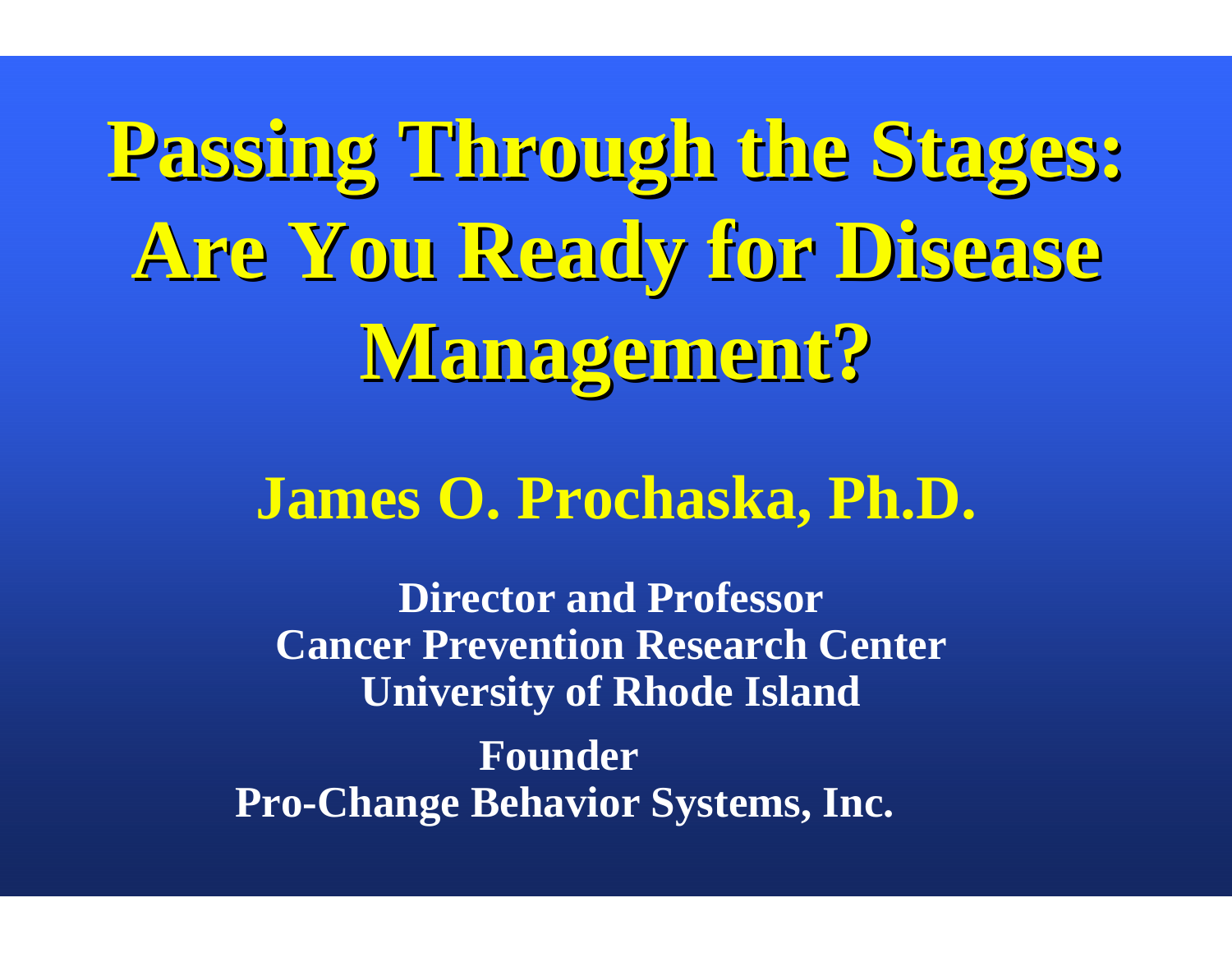# Passing Through the Stages: Are You Ready for Disease Management?

## James O. Prochaska, Ph.D.

**Director and Professor**
**Cancer Prevention Research Center**
**University of Rhode Island**

**Founder**
**Pro-Change Behavior Systems, Inc.**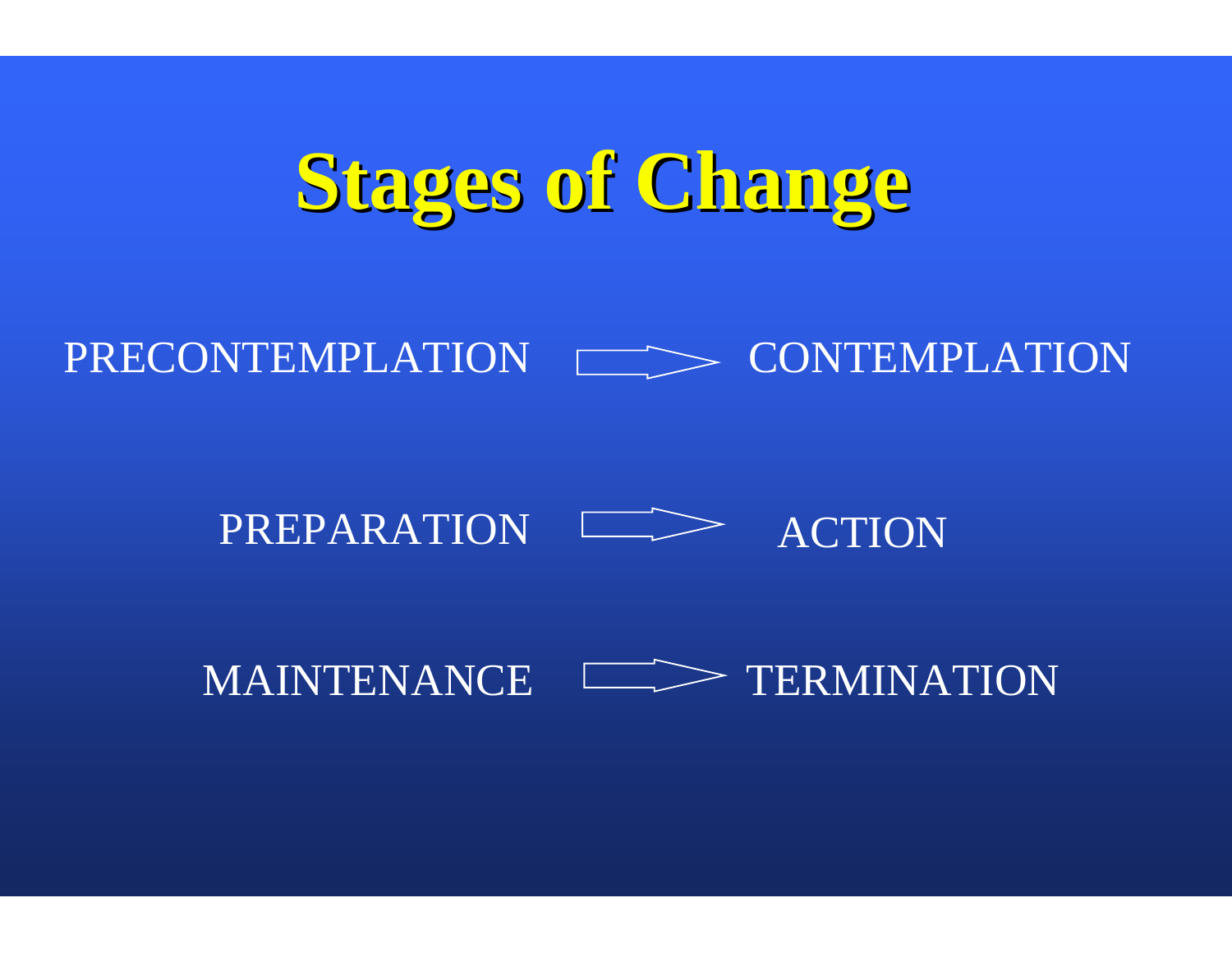# Stages of Change

PRECONTEMPLATION → CONTEMPLATION

PREPARATION → ACTION

MAINTENANCE → TERMINATION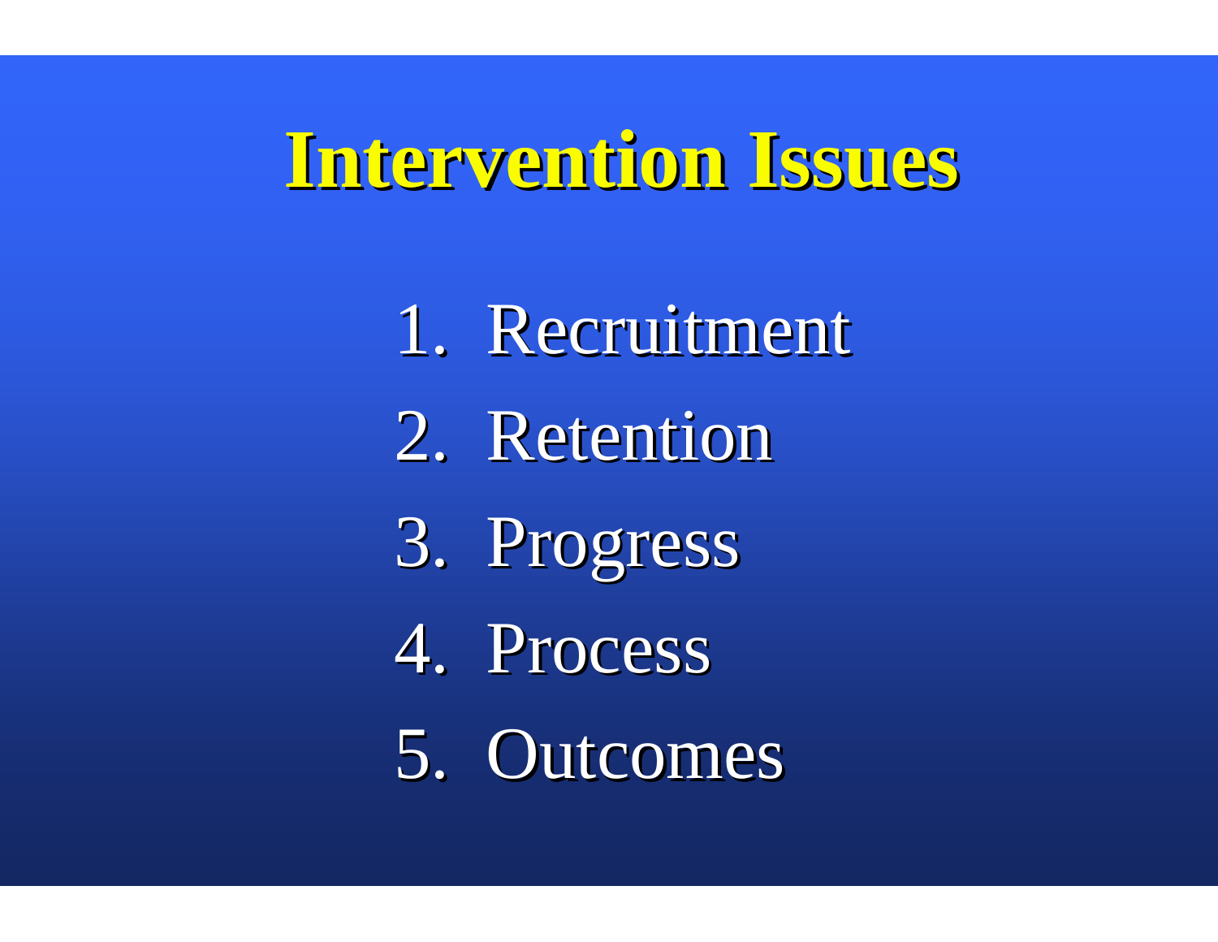# Intervention Issues

1. Recruitment
2. Retention
3. Progress
4. Process
5. Outcomes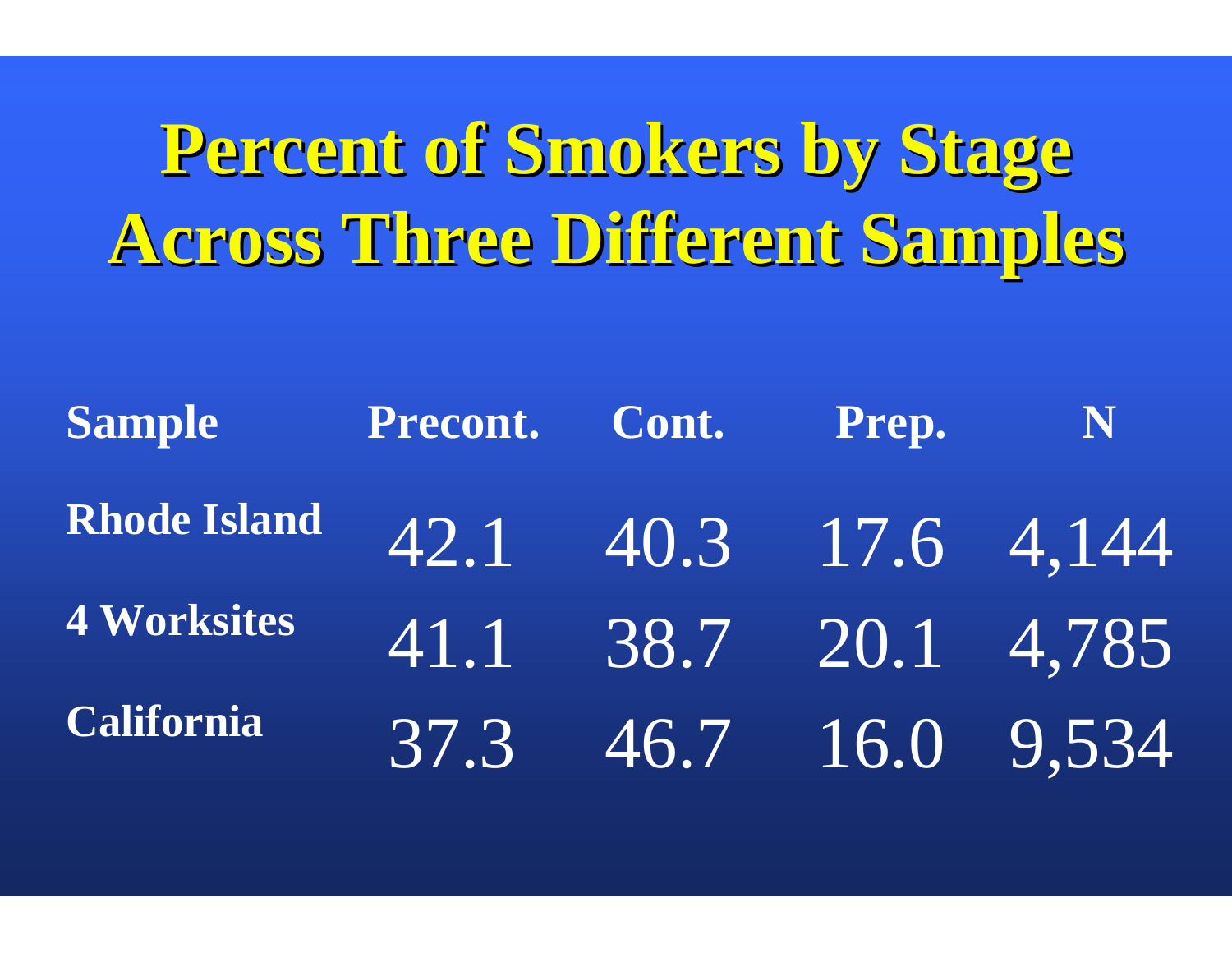# Percent of Smokers by Stage Across Three Different Samples

| Sample | Precont. | Cont. | Prep. | N |
|---|---|---|---|---|
| Rhode Island | 42.1 | 40.3 | 17.6 | 4,144 |
| 4 Worksites | 41.1 | 38.7 | 20.1 | 4,785 |
| California | 37.3 | 46.7 | 16.0 | 9,534 |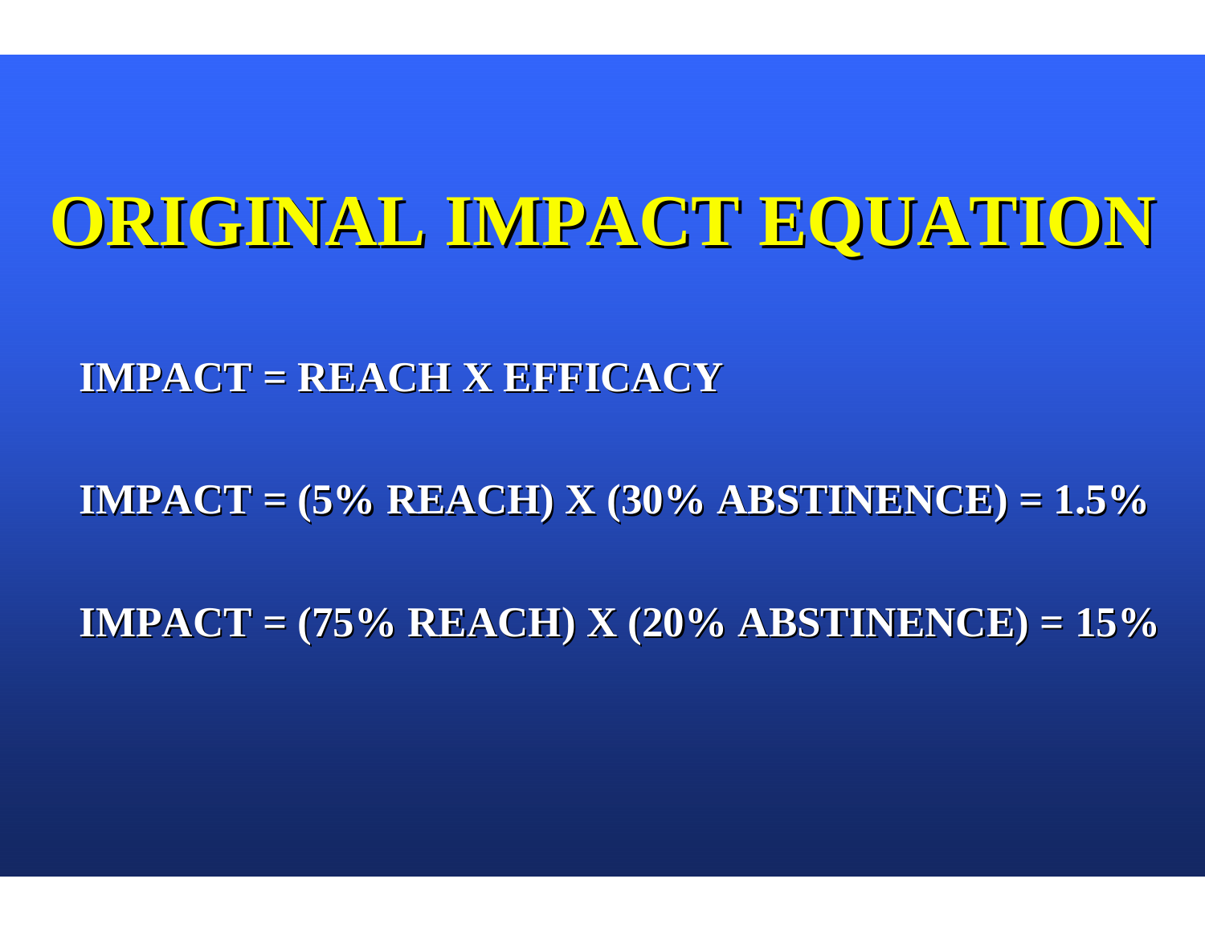# ORIGINAL IMPACT EQUATION

**IMPACT = REACH X EFFICACY**

**IMPACT = (5% REACH) X (30% ABSTINENCE) = 1.5%**

**IMPACT = (75% REACH) X (20% ABSTINENCE) = 15%**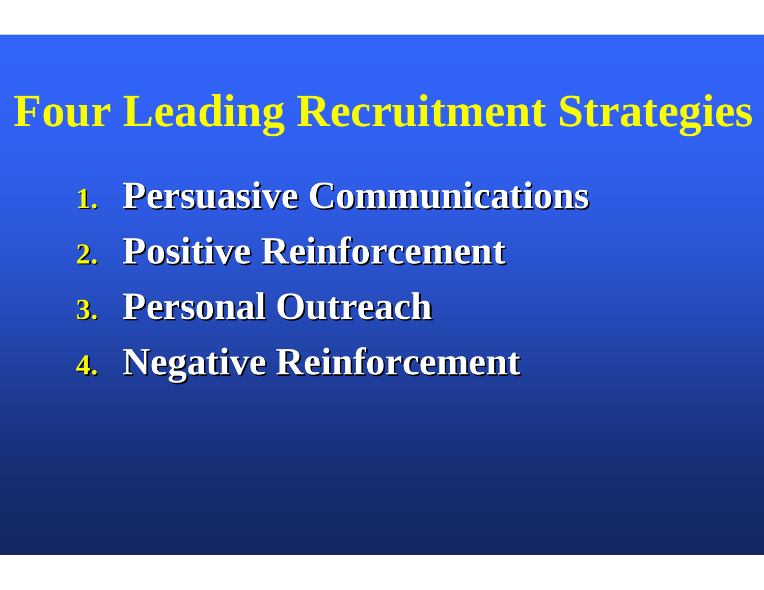# Four Leading Recruitment Strategies

1. **Persuasive Communications**
2. **Positive Reinforcement**
3. **Personal Outreach**
4. **Negative Reinforcement**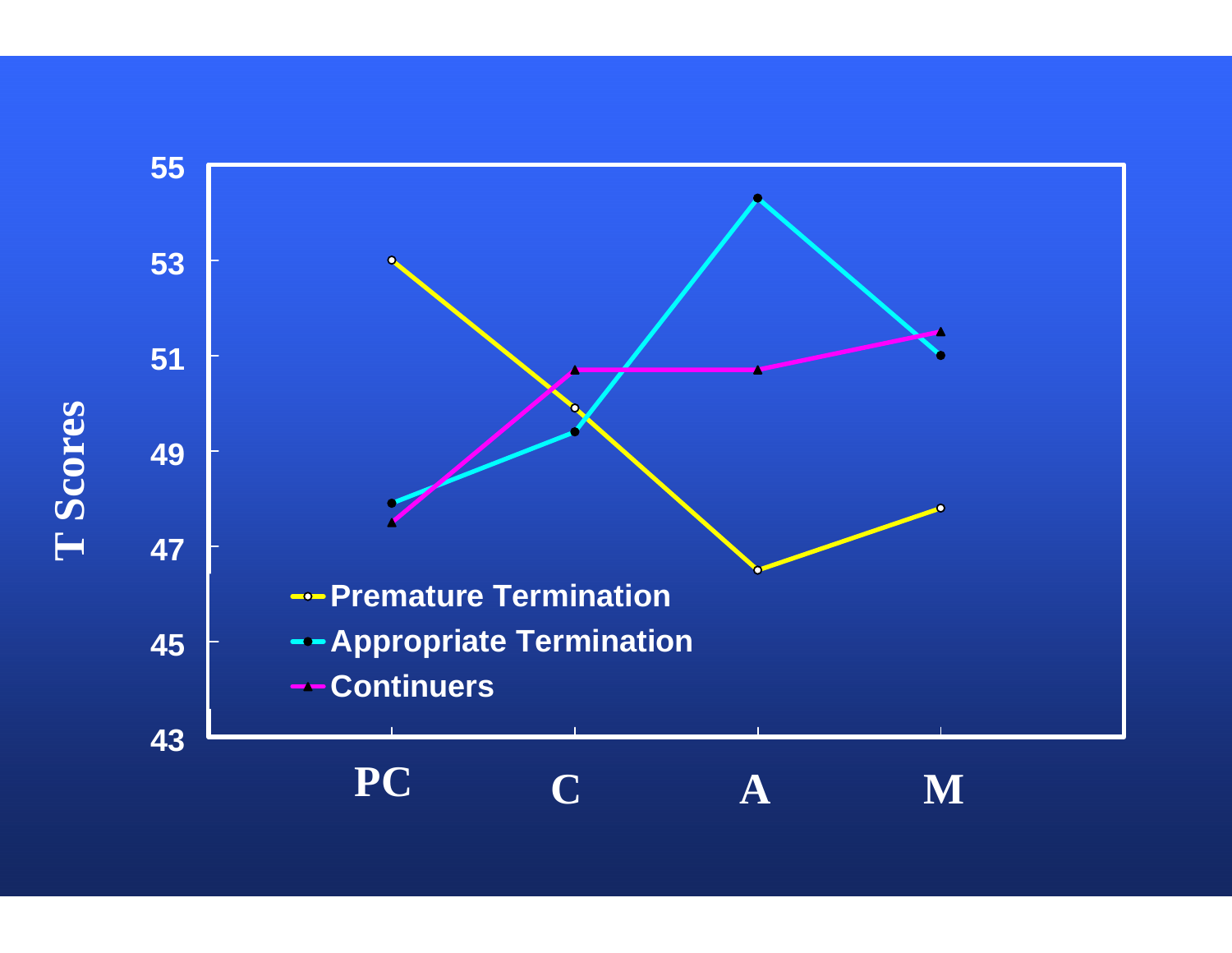| | PC | C | A | M |
|---|---|---|---|---|
| Premature Termination | 53 | 49.9 | 46.5 | 47.8 |
| Appropriate Termination | 47.9 | 49.4 | 54.3 | 51 |
| Continuers | 47.5 | 50.7 | 50.7 | 51.5 |

T Scores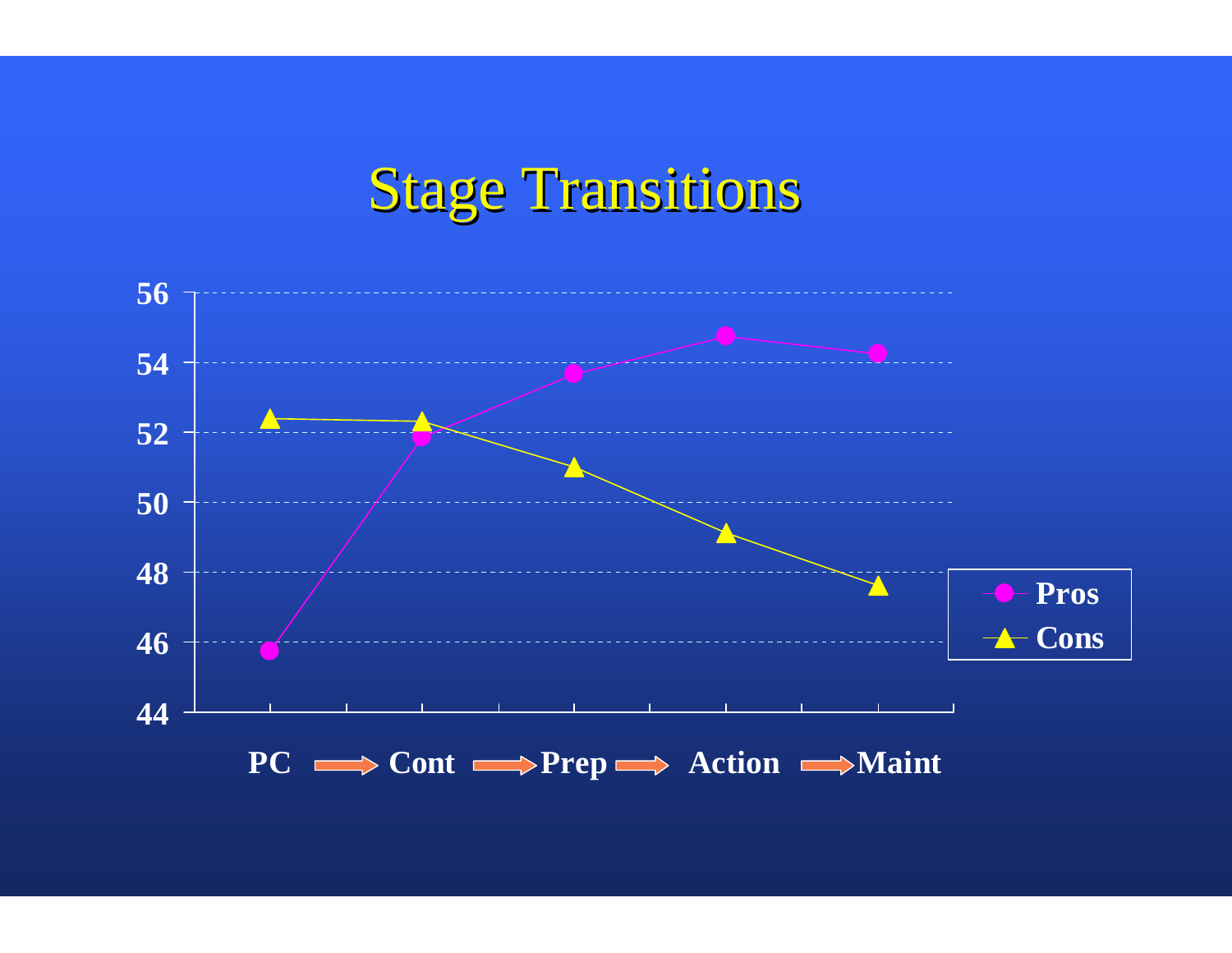# Stage Transitions

56
54
52
50
48
46
44

Pros
Cons

PC → Cont → Prep → Action → Maint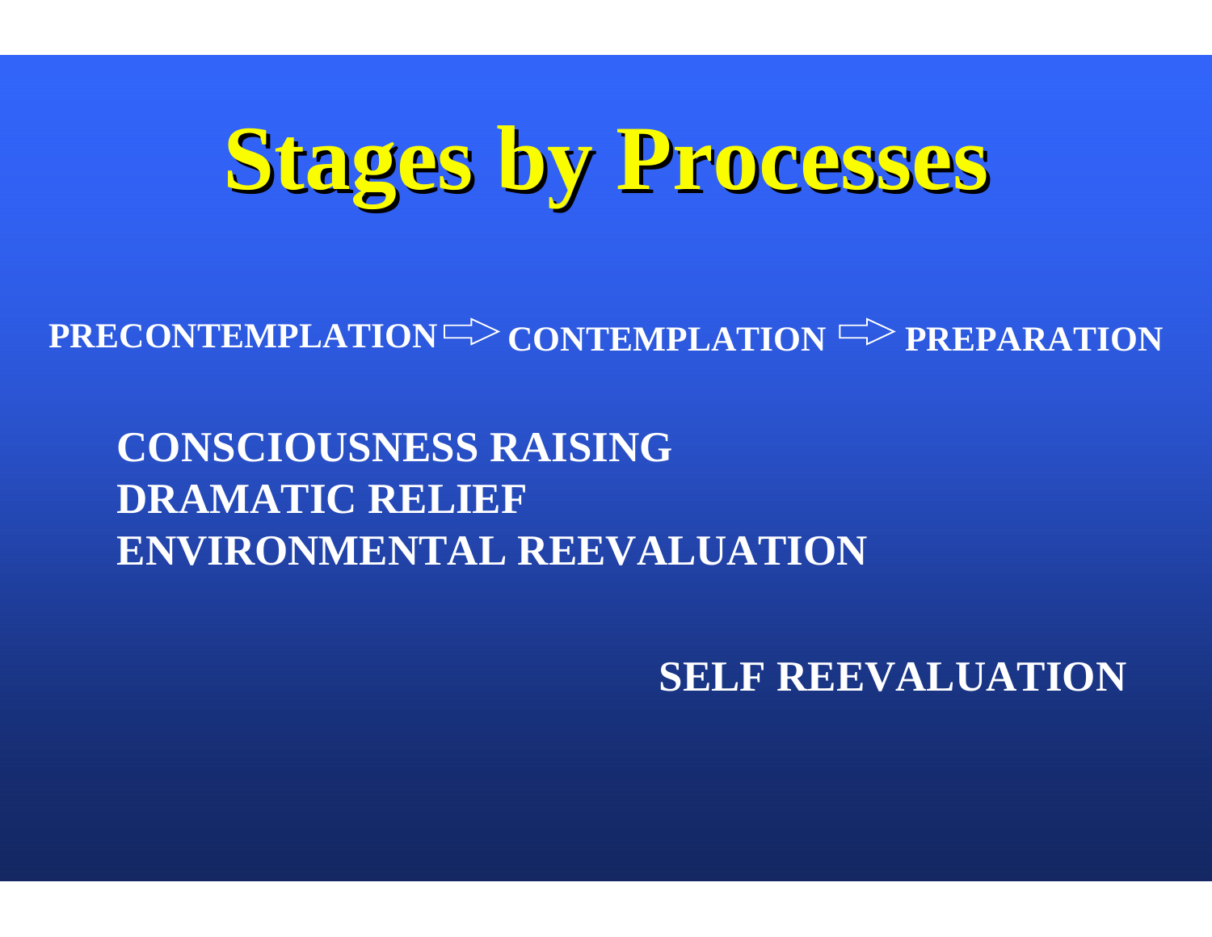# Stages by Processes

**PRECONTEMPLATION ⇨ CONTEMPLATION ⇨ PREPARATION**

**CONSCIOUSNESS RAISING**
**DRAMATIC RELIEF**
**ENVIRONMENTAL REEVALUATION**

**SELF REEVALUATION**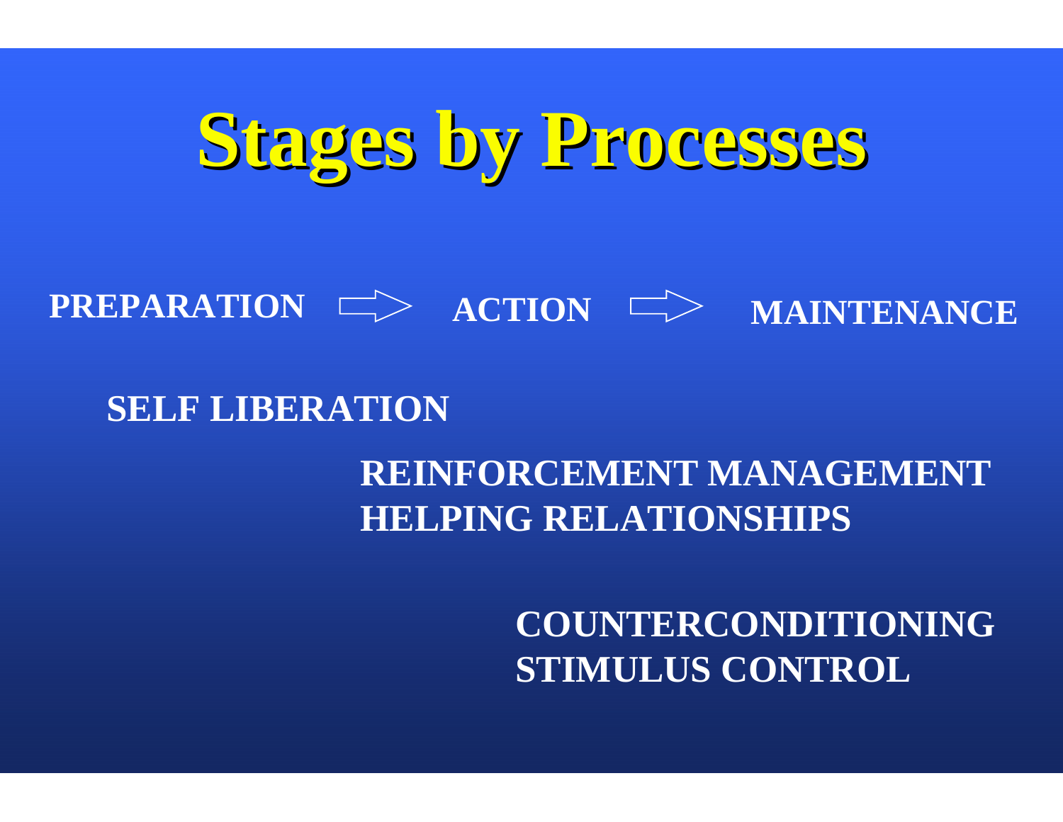# Stages by Processes

**PREPARATION** ⇨ **ACTION** ⇨ **MAINTENANCE**

**SELF LIBERATION**

**REINFORCEMENT MANAGEMENT**
**HELPING RELATIONSHIPS**

**COUNTERCONDITIONING**
**STIMULUS CONTROL**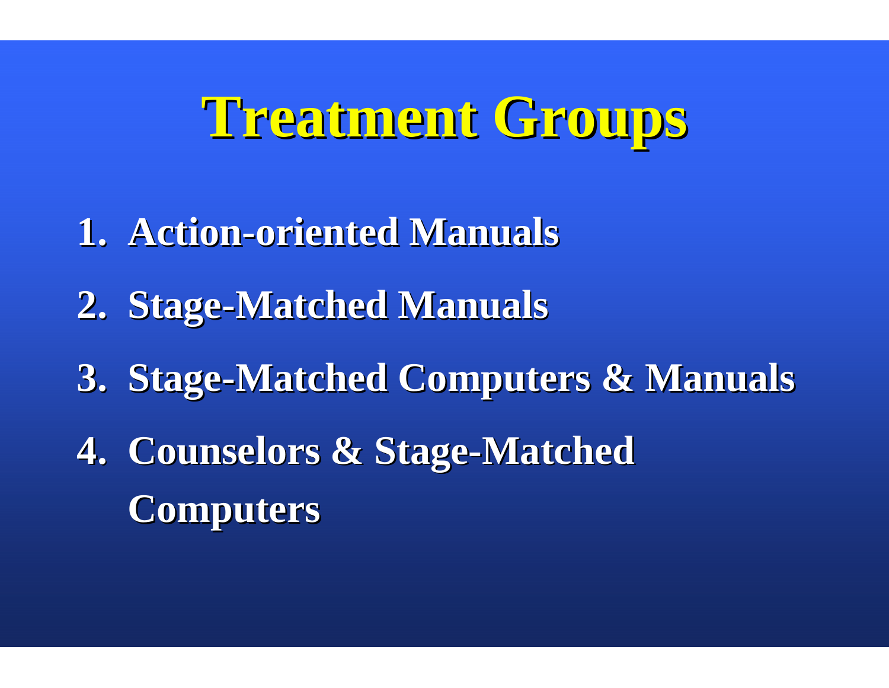# Treatment Groups

1. Action-oriented Manuals
2. Stage-Matched Manuals
3. Stage-Matched Computers & Manuals
4. Counselors & Stage-Matched Computers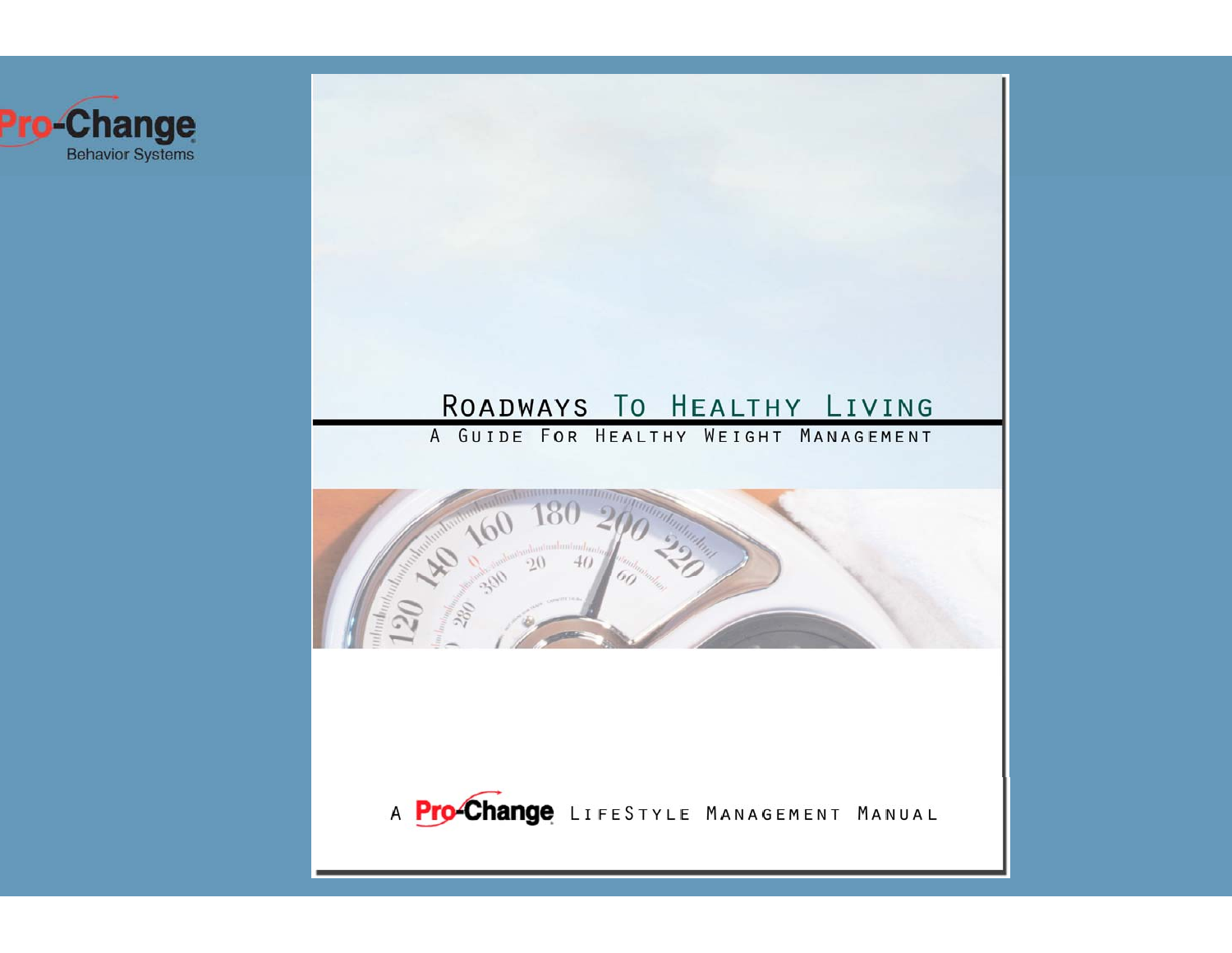Pro-Change
Behavior Systems

# Roadways To Healthy Living

## A Guide For Healthy Weight Management

A Pro-Change LifeStyle Management Manual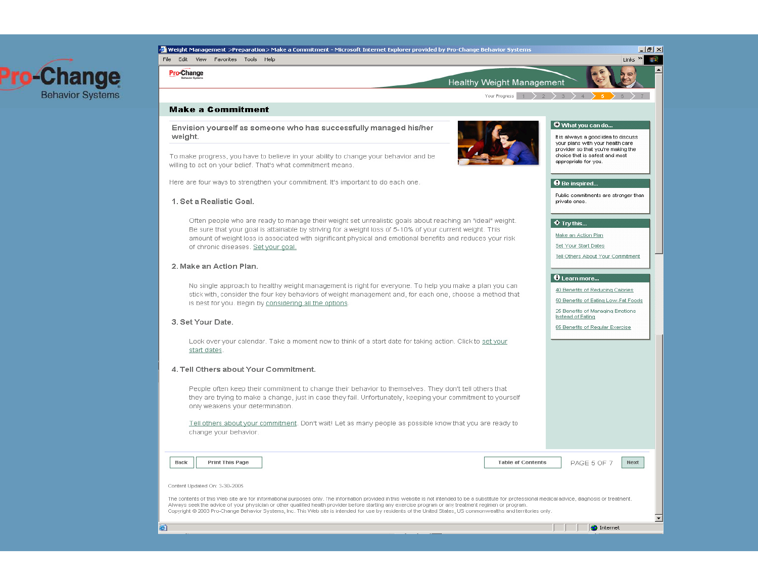Pro-Change
Behavior Systems

Weight Management >Preparation> Make a Commitment - Microsoft Internet Explorer provided by Pro-Change Behavior Systems

Healthy Weight Management

Your Progress 1 2 3 4 5 6 7

## Make a Commitment

### Envision yourself as someone who has successfully managed his/her weight.

To make progress, you have to believe in your ability to change your behavior and be willing to act on your belief. That's what commitment means.

Here are four ways to strengthen your commitment. It's important to do each one.

#### 1. Set a Realistic Goal.

Often people who are ready to manage their weight set unrealistic goals about reaching an "ideal" weight. Be sure that your goal is attainable by striving for a weight loss of 5-10% of your current weight. This amount of weight loss is associated with significant physical and emotional benefits and reduces your risk of chronic diseases. Set your goal.

#### 2. Make an Action Plan.

No single approach to healthy weight management is right for everyone. To help you make a plan you can stick with, consider the four key behaviors of weight management and, for each one, choose a method that is best for you. Begin by considering all the options.

#### 3. Set Your Date.

Look over your calendar. Take a moment now to think of a start date for taking action. Click to set your start dates.

#### 4. Tell Others about Your Commitment.

People often keep their commitment to change their behavior to themselves. They don't tell others that they are trying to make a change, just in case they fail. Unfortunately, keeping your commitment to yourself only weakens your determination.

Tell others about your commitment. Don't wait! Let as many people as possible know that you are ready to change your behavior.

**What you can do...**

It is always a good idea to discuss your plans with your health care provider so that you're making the choice that is safest and most appropriate for you.

**Be inspired...**

Public commitments are stronger than private ones.

**Try this...**

- Make an Action Plan
- Set Your Start Dates
- Tell Others About Your Commitment

**Learn more...**

- 40 Benefits of Reducing Calories
- 50 Benefits of Eating Low-Fat Foods
- 25 Benefits of Managing Emotions Instead of Eating
- 65 Benefits of Regular Exercise

Back | Print This Page | Table of Contents | PAGE 5 OF 7 | Next

Content Updated On: 3-30-2005

The contents of this Web site are for informational purposes only. The information provided in this website is not intended to be a substitute for professional medical advice, diagnosis or treatment. Always seek the advice of your physician or other qualified health provider before starting any exercise program or any treatment regimen or program.
Copyright © 2003 Pro-Change Behavior Systems, Inc. This Web site is intended for use by residents of the United States, US commonwealths and territories only.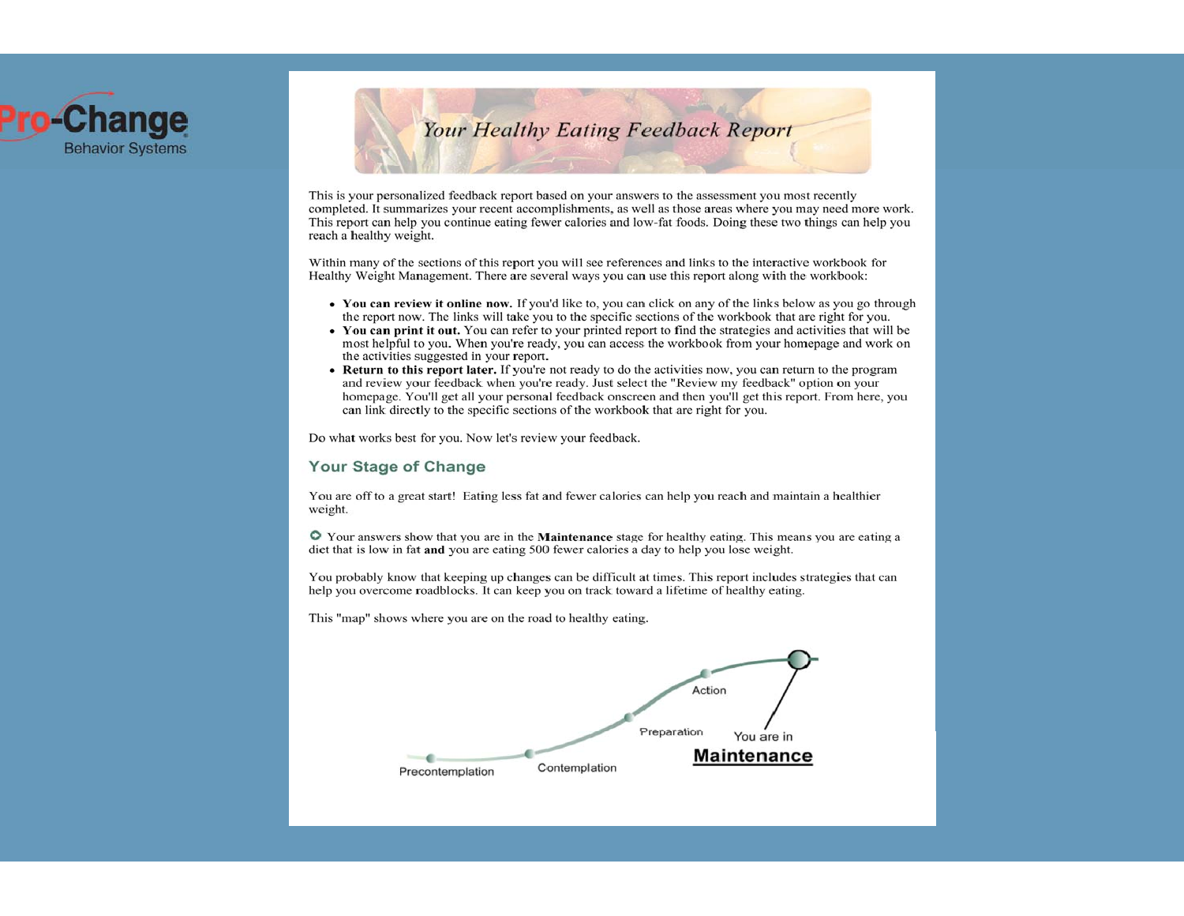Pro-Change Behavior Systems

# Your Healthy Eating Feedback Report

This is your personalized feedback report based on your answers to the assessment you most recently completed. It summarizes your recent accomplishments, as well as those areas where you may need more work. This report can help you continue eating fewer calories and low-fat foods. Doing these two things can help you reach a healthy weight.

Within many of the sections of this report you will see references and links to the interactive workbook for Healthy Weight Management. There are several ways you can use this report along with the workbook:

- **You can review it online now.** If you'd like to, you can click on any of the links below as you go through the report now. The links will take you to the specific sections of the workbook that are right for you.
- **You can print it out.** You can refer to your printed report to find the strategies and activities that will be most helpful to you. When you're ready, you can access the workbook from your homepage and work on the activities suggested in your report.
- **Return to this report later.** If you're not ready to do the activities now, you can return to the program and review your feedback when you're ready. Just select the "Review my feedback" option on your homepage. You'll get all your personal feedback onscreen and then you'll get this report. From here, you can link directly to the specific sections of the workbook that are right for you.

Do what works best for you. Now let's review your feedback.

## Your Stage of Change

You are off to a great start! Eating less fat and fewer calories can help you reach and maintain a healthier weight.

Your answers show that you are in the **Maintenance** stage for healthy eating. This means you are eating a diet that is low in fat **and** you are eating 500 fewer calories a day to help you lose weight.

You probably know that keeping up changes can be difficult at times. This report includes strategies that can help you overcome roadblocks. It can keep you on track toward a lifetime of healthy eating.

This "map" shows where you are on the road to healthy eating.

Precontemplation — Contemplation — Preparation — Action — You are in **Maintenance**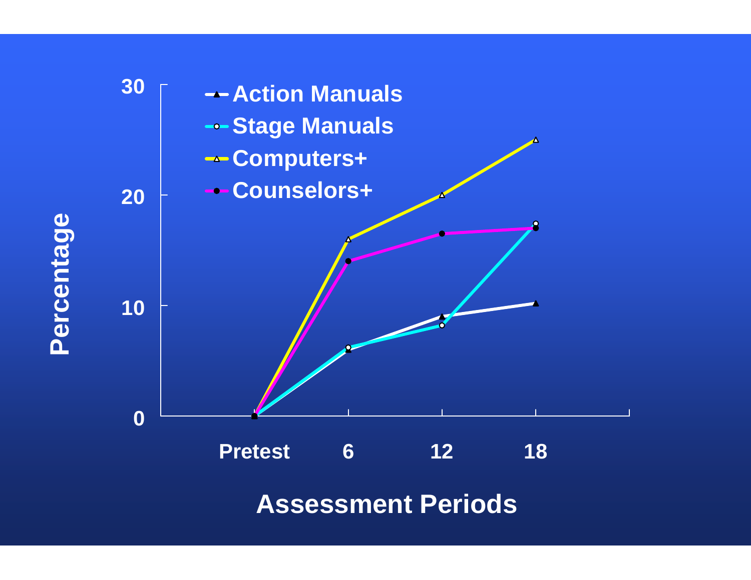**Percentage**

30

20

10

0

- Action Manuals
- Stage Manuals
- Computers+
- Counselors+

Pretest | 6 | 12 | 18

**Assessment Periods**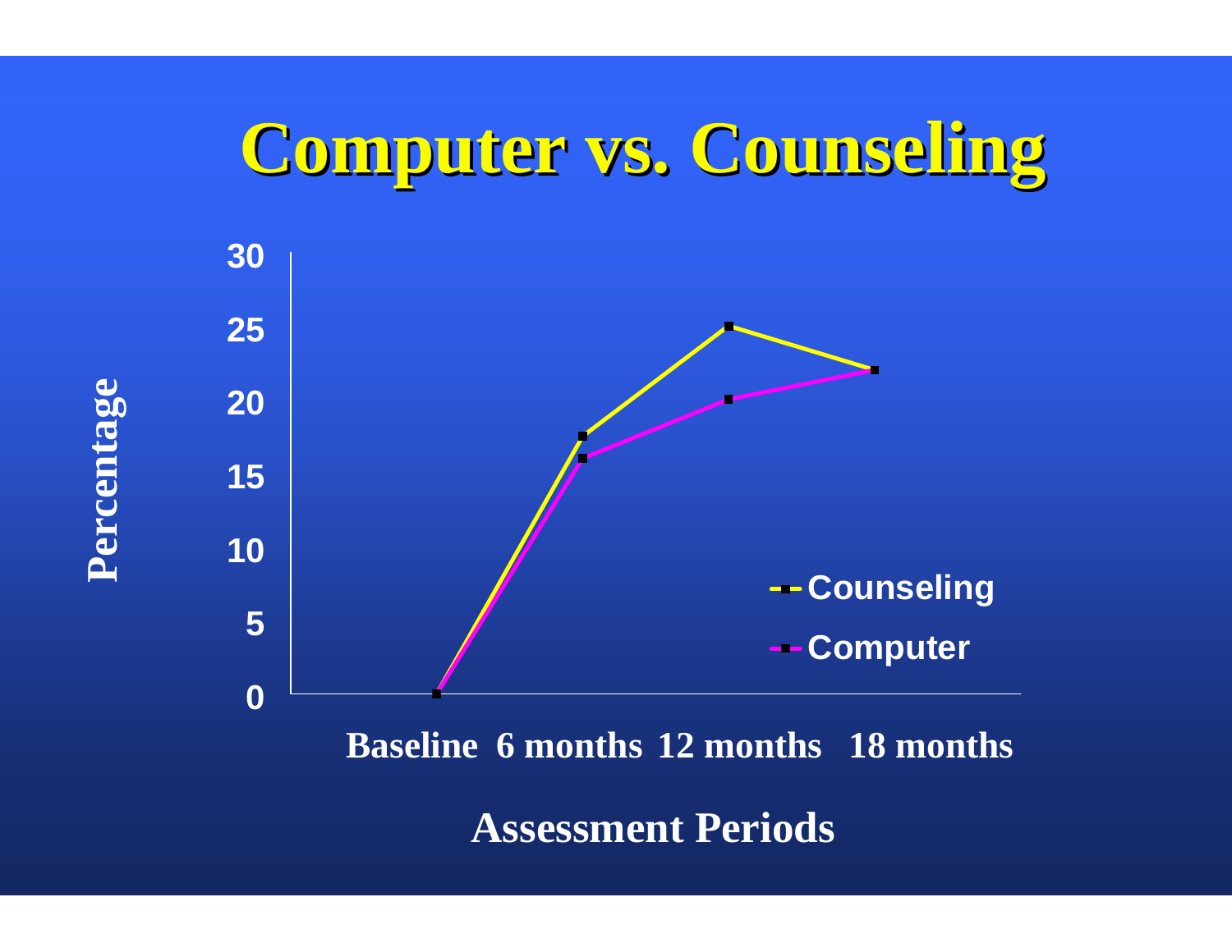# Computer vs. Counseling

Percentage

30
25
20
15
10
5
0

Counseling

Computer

Baseline 6 months 12 months 18 months

Assessment Periods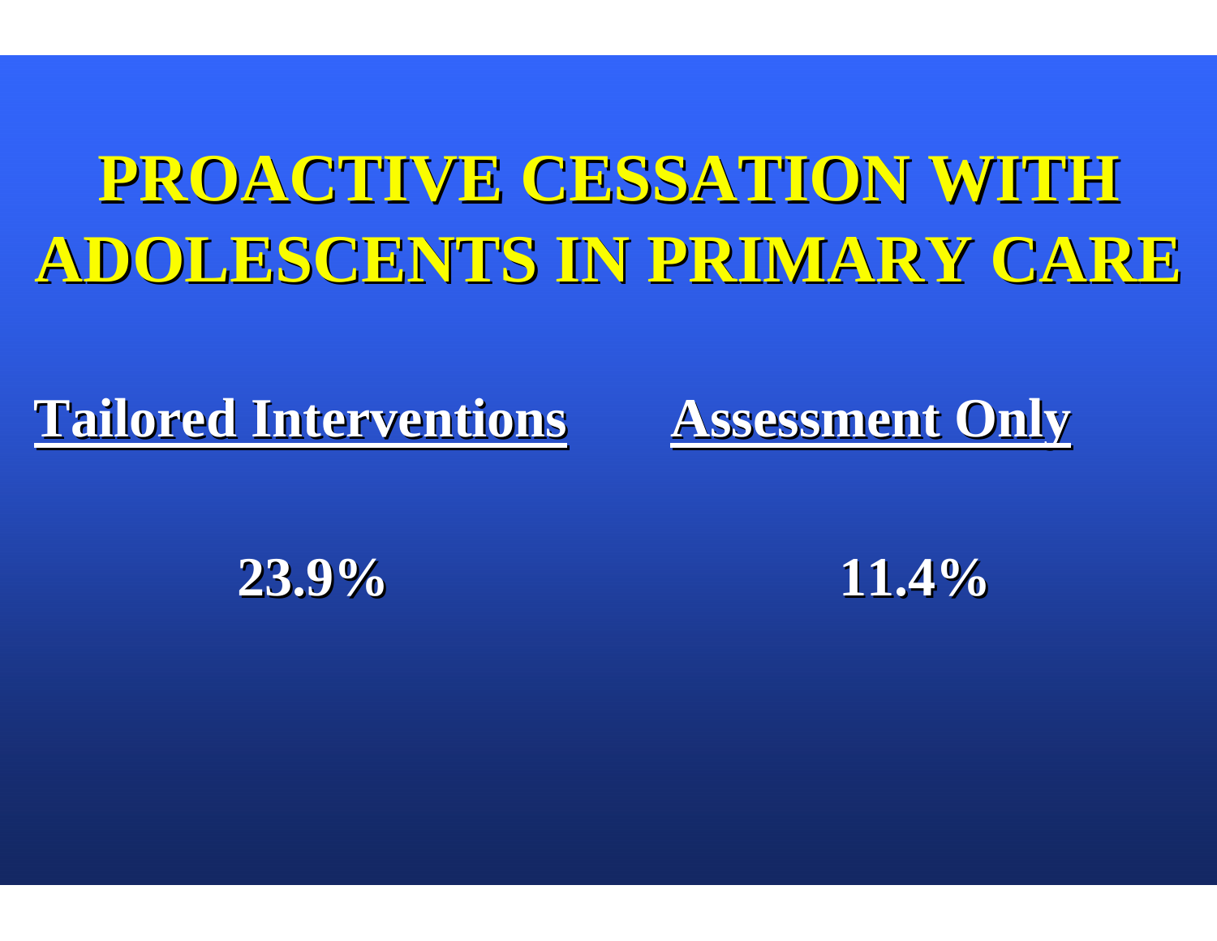# PROACTIVE CESSATION WITH ADOLESCENTS IN PRIMARY CARE

| Tailored Interventions | Assessment Only |
|---|---|
| 23.9% | 11.4% |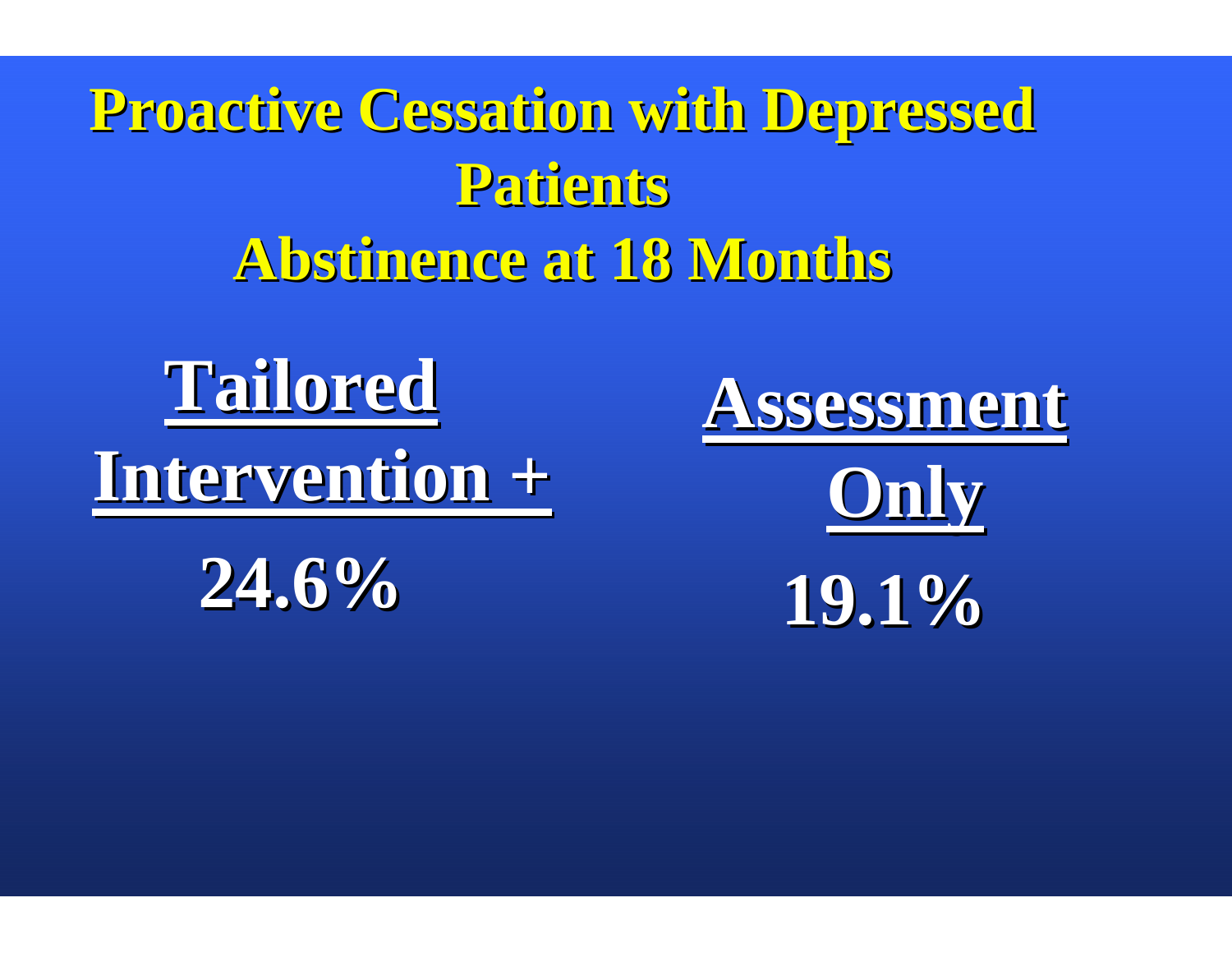# Proactive Cessation with Depressed Patients
## Abstinence at 18 Months

| Tailored Intervention + | Assessment Only |
| --- | --- |
| 24.6% | 19.1% |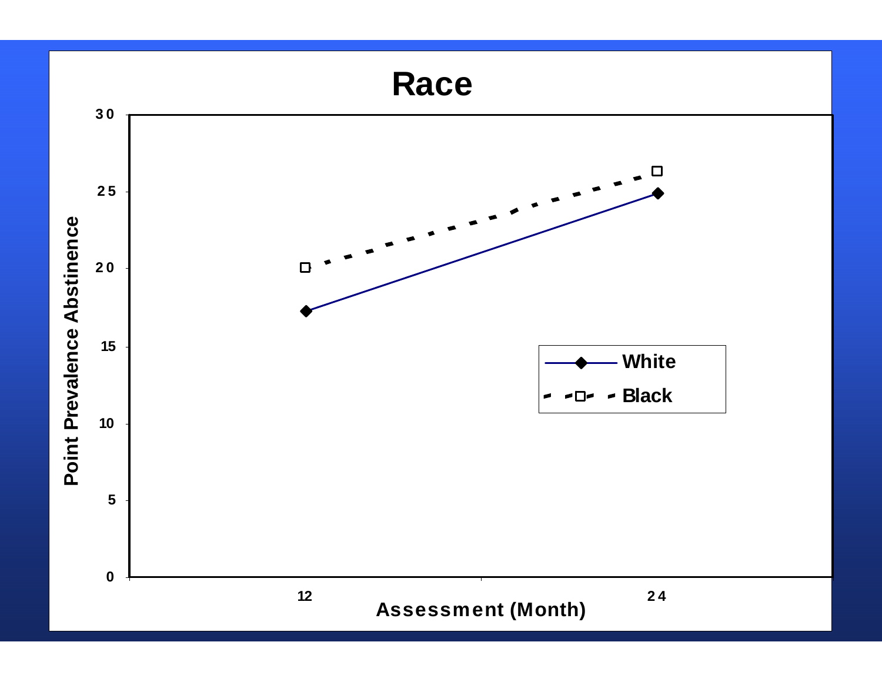# Race

Point Prevalence Abstinence

Assessment (Month)

| Assessment (Month) | White | Black |
|---|---|---|
| 12 | ~17.3 | ~20.1 |
| 24 | ~24.9 | ~26.3 |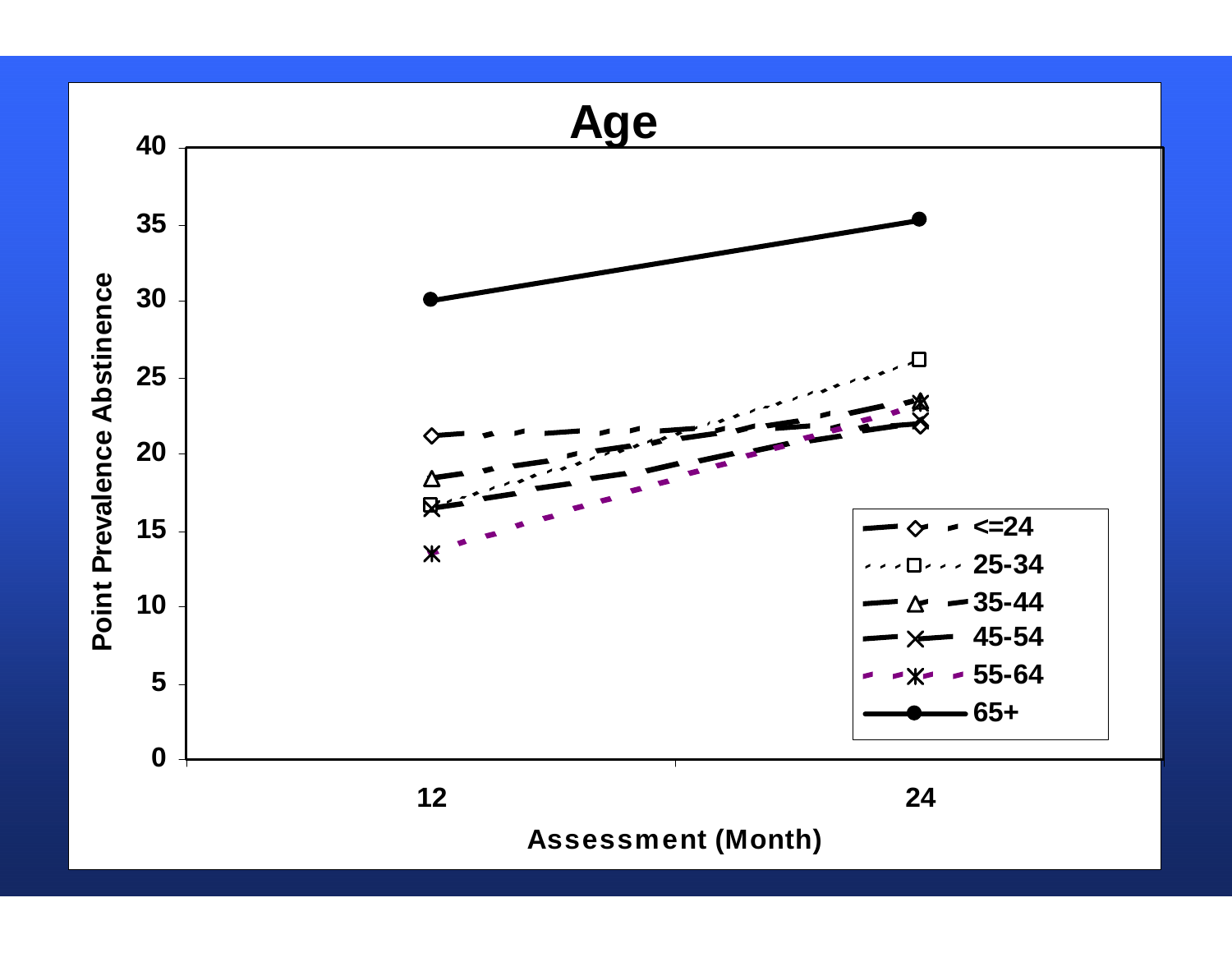# Age

Point Prevalence Abstinence

Assessment (Month)

Legend: <=24, 25-34, 35-44, 45-54, 55-64, 65+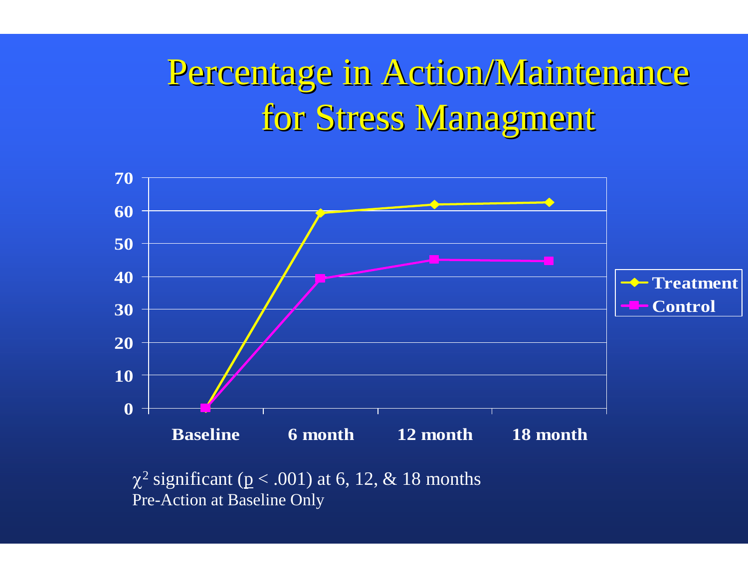# Percentage in Action/Maintenance for Stress Managment

| | Baseline | 6 month | 12 month | 18 month |
|---|---|---|---|---|
| Treatment | 0 | 59 | 62 | 62 |
| Control | 0 | 39 | 45 | 45 |

$\chi^2$ significant ($p < .001$) at 6, 12, & 18 months

Pre-Action at Baseline Only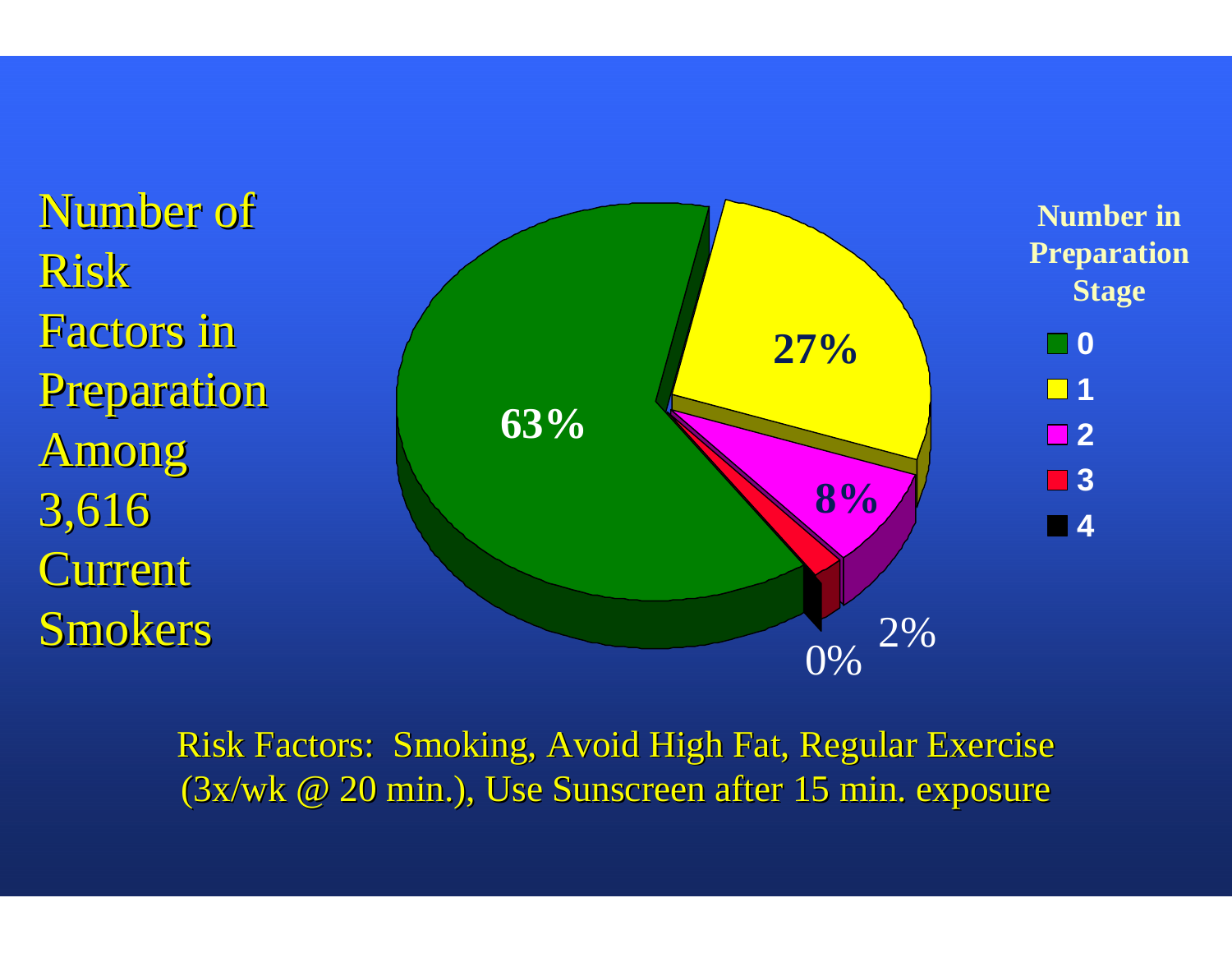# Number of Risk Factors in Preparation Among 3,616 Current Smokers

**Number in Preparation Stage**

| Number in Preparation Stage | Percent |
|---|---|
| 0 | 63% |
| 1 | 27% |
| 2 | 8% |
| 3 | 2% |
| 4 | 0% |

Risk Factors: Smoking, Avoid High Fat, Regular Exercise (3x/wk @ 20 min.), Use Sunscreen after 15 min. exposure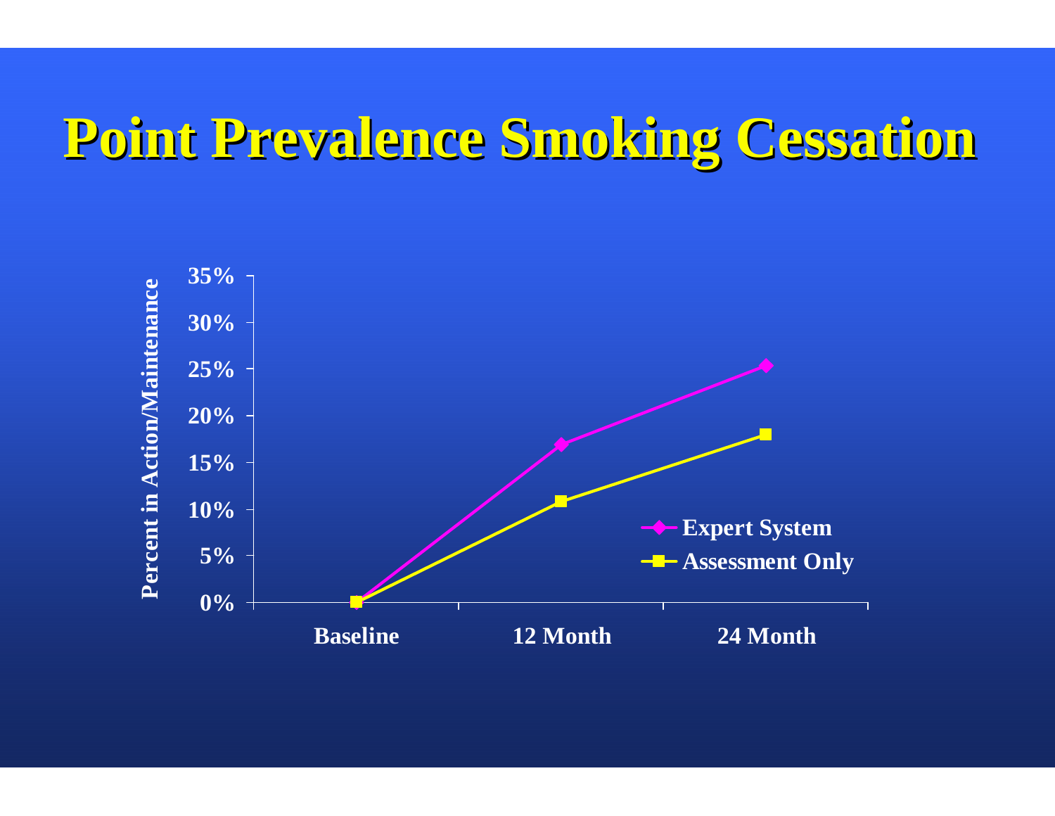# Point Prevalence Smoking Cessation

Percent in Action/Maintenance

35%
30%
25%
20%
15%
10%
5%
0%

Baseline | 12 Month | 24 Month

- Expert System
- Assessment Only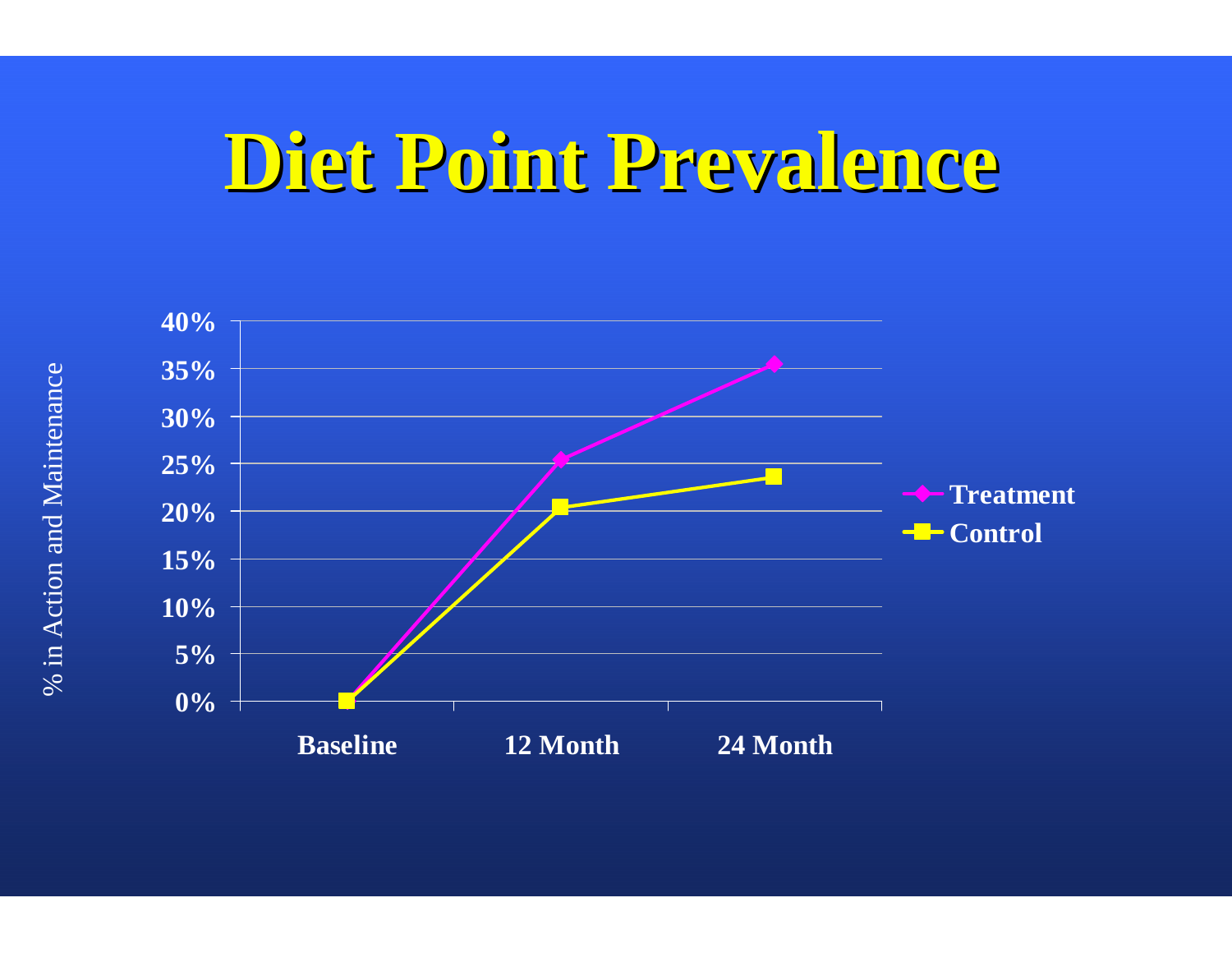# Diet Point Prevalence

% in Action and Maintenance

40%
35%
30%
25%
20%
15%
10%
5%
0%

Baseline
12 Month
24 Month

Treatment
Control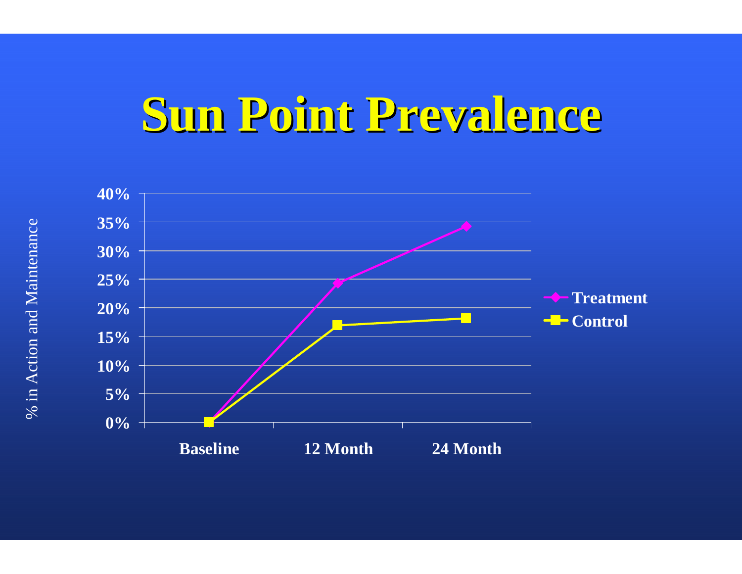# Sun Point Prevalence

% in Action and Maintenance

| | Treatment | Control |
|---|---|---|
| Baseline | 0% | 0% |
| 12 Month | ~24% | ~17% |
| 24 Month | ~34% | ~18% |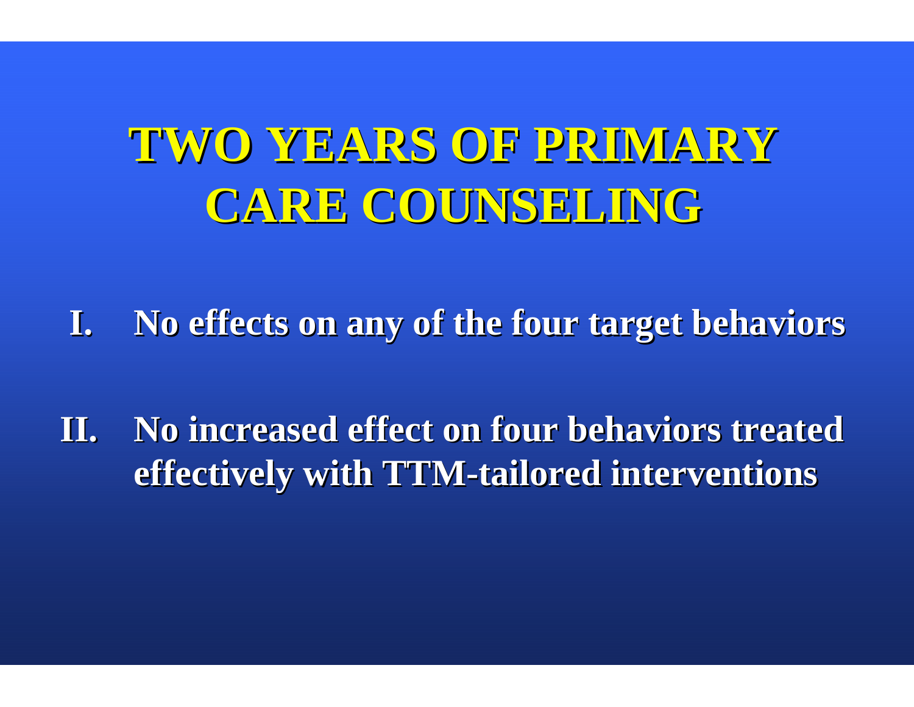# TWO YEARS OF PRIMARY CARE COUNSELING

I. No effects on any of the four target behaviors

II. No increased effect on four behaviors treated effectively with TTM-tailored interventions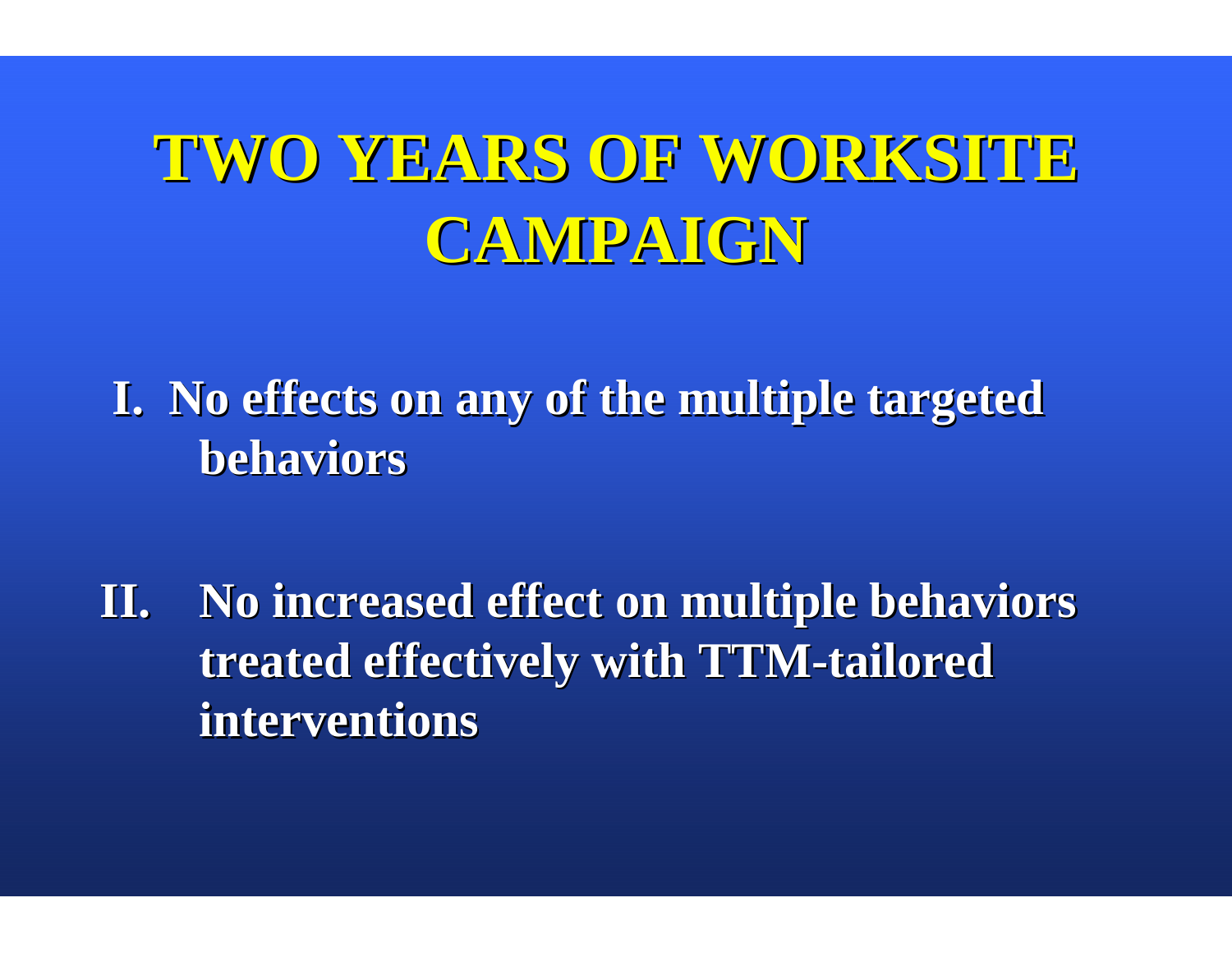# TWO YEARS OF WORKSITE CAMPAIGN

I. **No effects on any of the multiple targeted behaviors**

II. **No increased effect on multiple behaviors treated effectively with TTM-tailored interventions**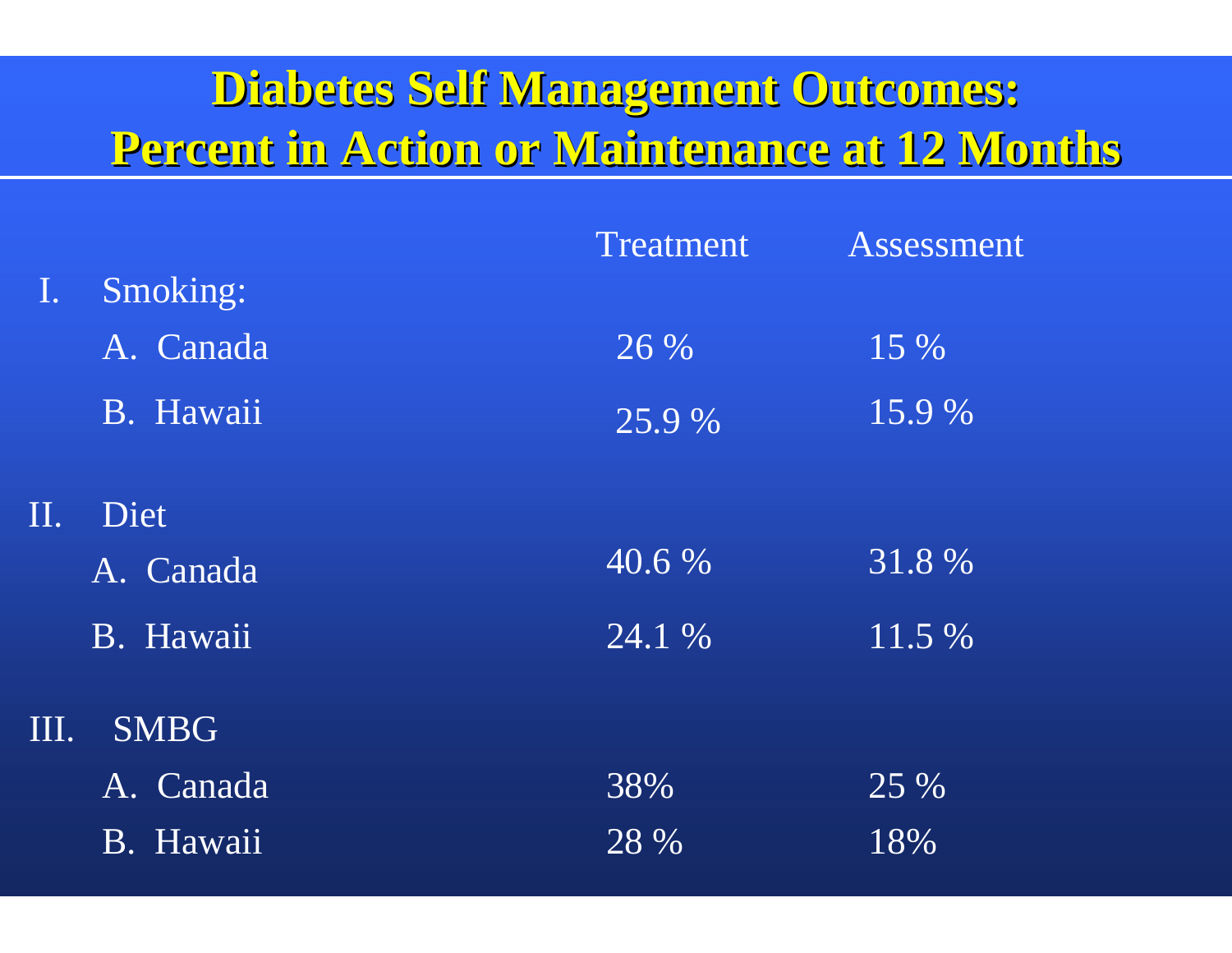# Diabetes Self Management Outcomes: Percent in Action or Maintenance at 12 Months

| | Treatment | Assessment |
|---|---|---|
| **I. Smoking:** | | |
| A. Canada | 26 % | 15 % |
| B. Hawaii | 25.9 % | 15.9 % |
| **II. Diet** | | |
| A. Canada | 40.6 % | 31.8 % |
| B. Hawaii | 24.1 % | 11.5 % |
| **III. SMBG** | | |
| A. Canada | 38% | 25 % |
| B. Hawaii | 28 % | 18% |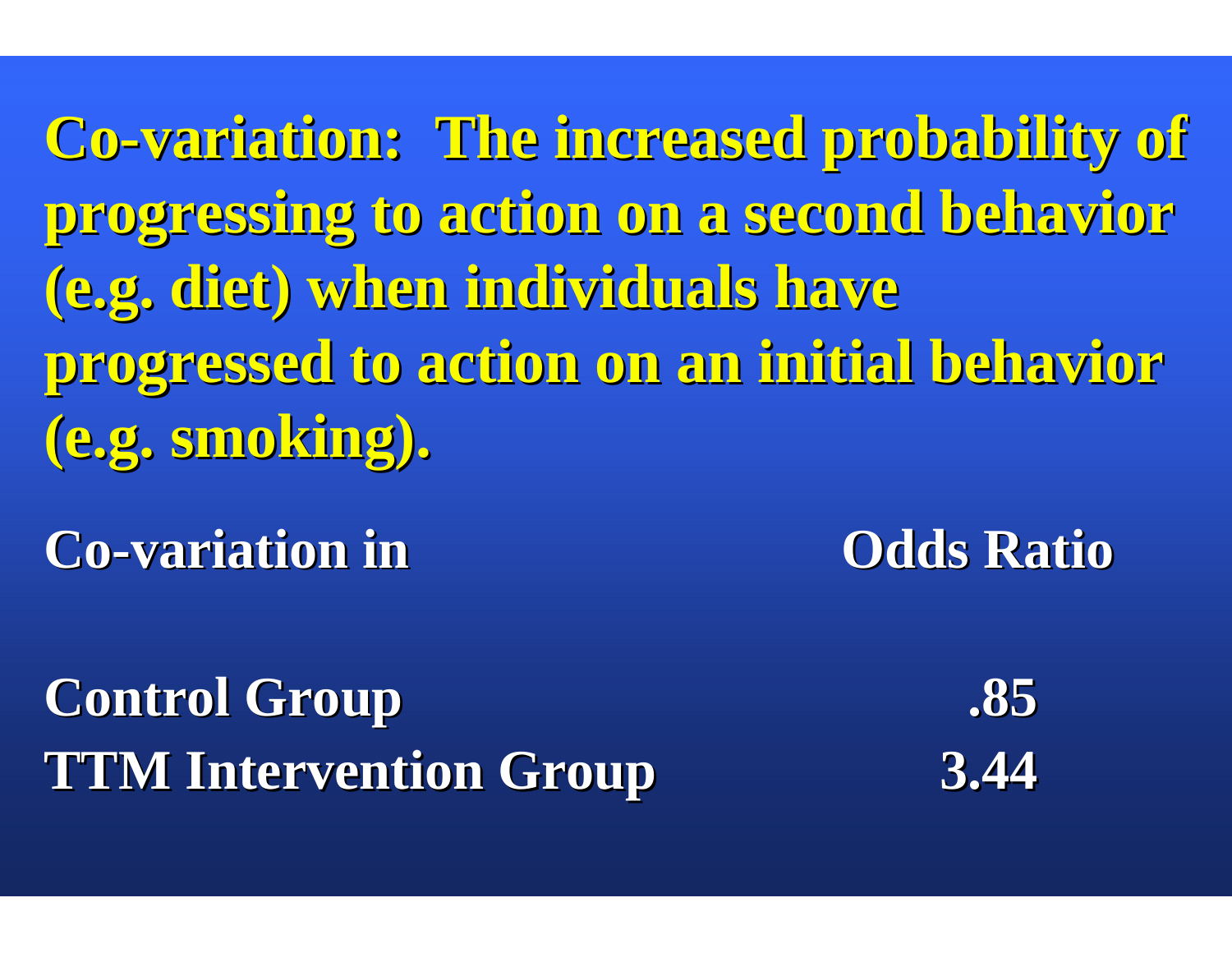**Co-variation: The increased probability of progressing to action on a second behavior (e.g. diet) when individuals have progressed to action on an initial behavior (e.g. smoking).**

| Co-variation in | Odds Ratio |
|---|---|
| Control Group | .85 |
| TTM Intervention Group | 3.44 |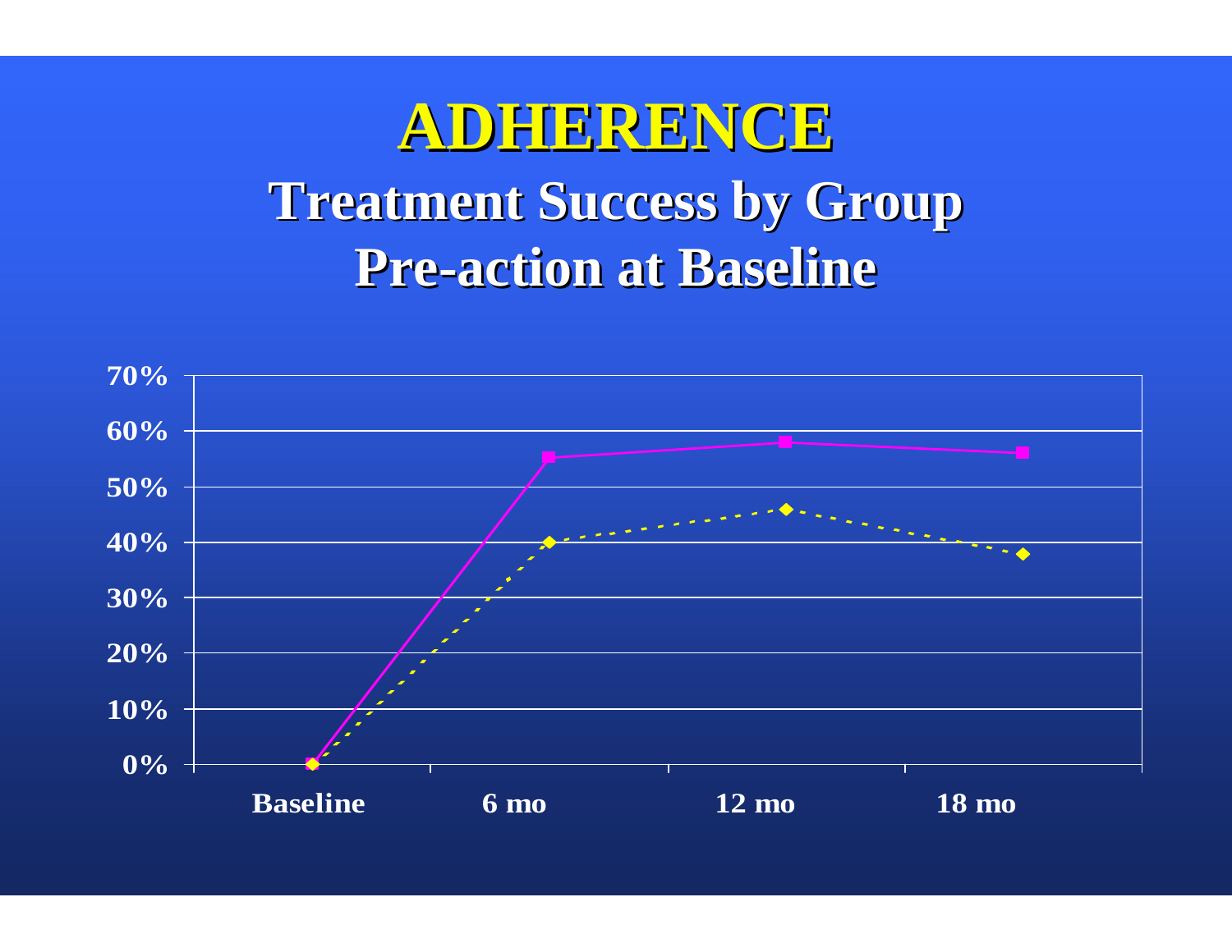# ADHERENCE

## Treatment Success by Group

## Pre-action at Baseline

70%
60%
50%
40%
30%
20%
10%
0%

Baseline | 6 mo | 12 mo | 18 mo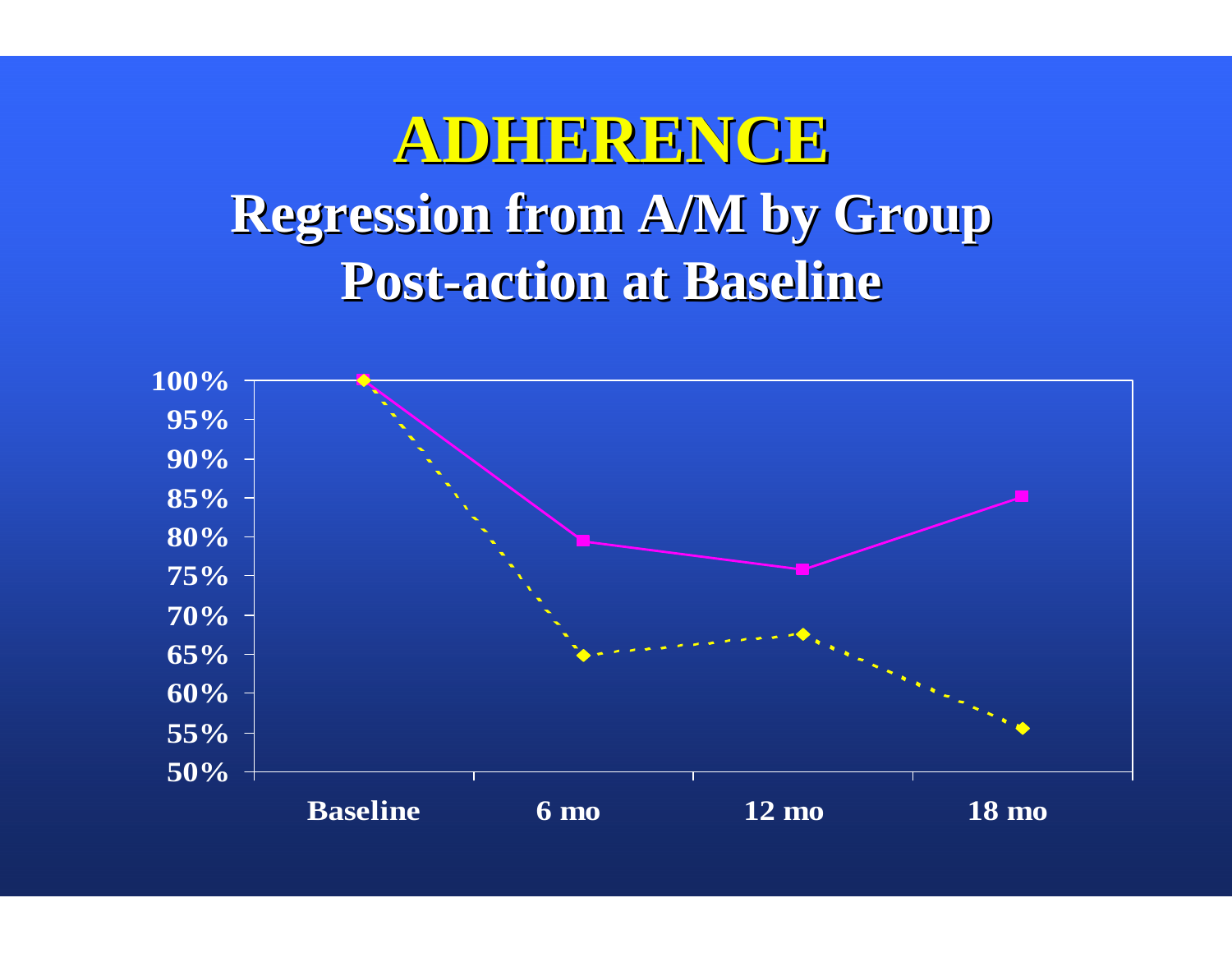# ADHERENCE

## Regression from A/M by Group

## Post-action at Baseline

100%
95%
90%
85%
80%
75%
70%
65%
60%
55%
50%

Baseline | 6 mo | 12 mo | 18 mo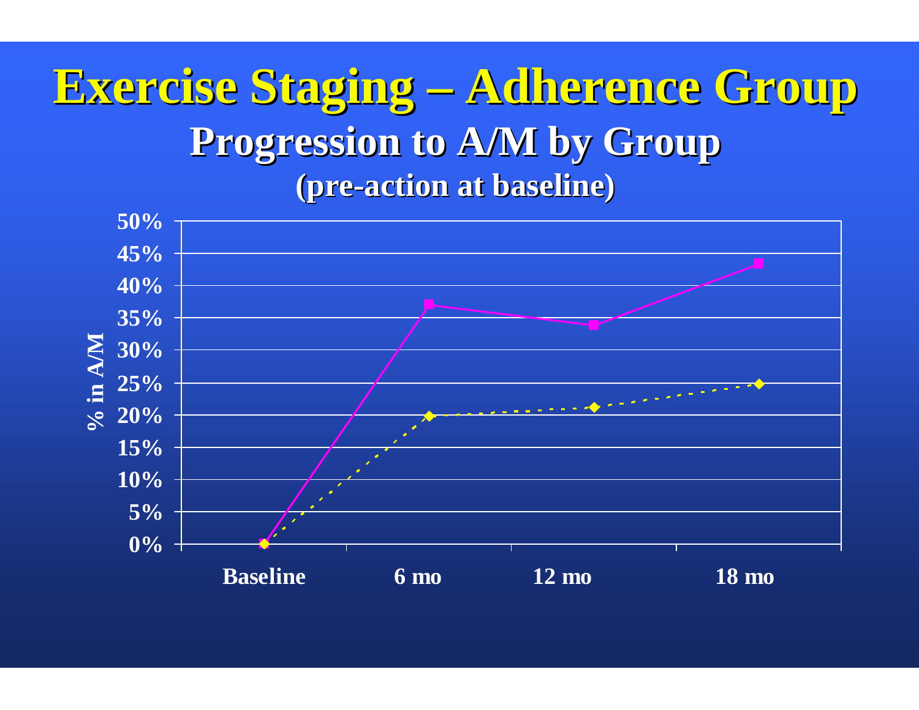# Exercise Staging – Adherence Group

## Progression to A/M by Group

### (pre-action at baseline)

% in A/M

50%
45%
40%
35%
30%
25%
20%
15%
10%
5%
0%

Baseline | 6 mo | 12 mo | 18 mo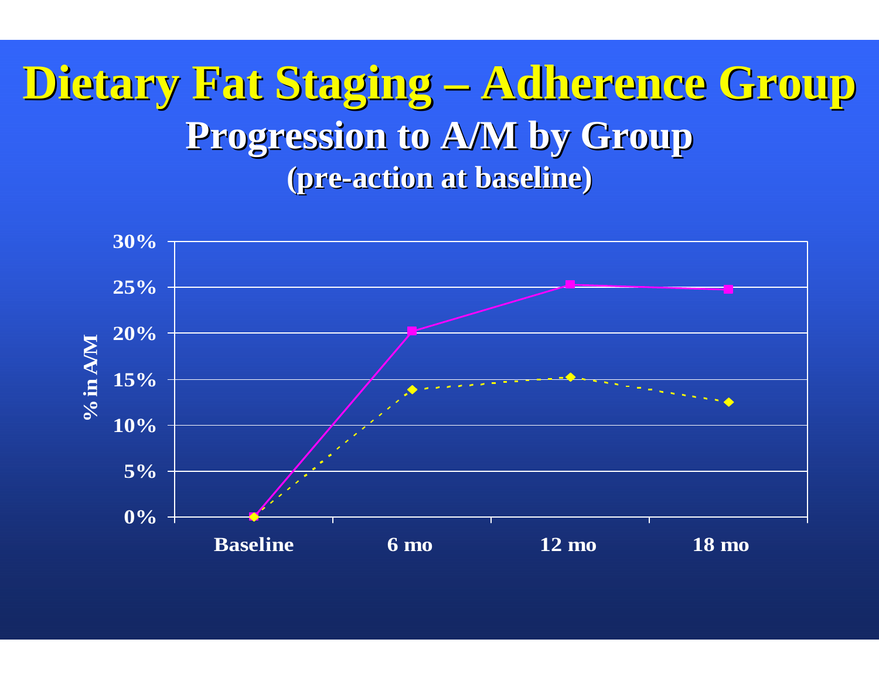# Dietary Fat Staging – Adherence Group

## Progression to A/M by Group

### (pre-action at baseline)

% in A/M

30%
25%
20%
15%
10%
5%
0%

Baseline 6 mo 12 mo 18 mo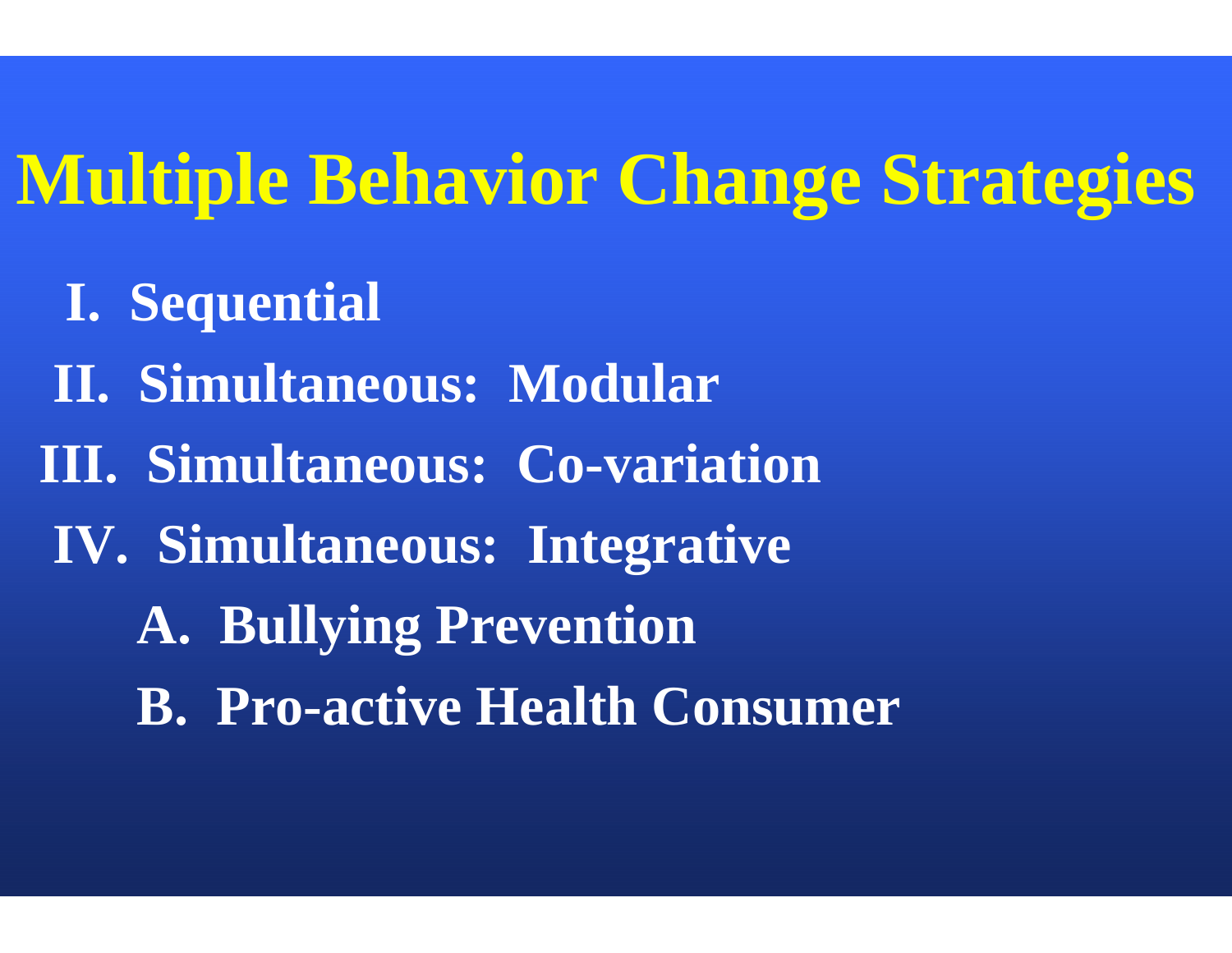# Multiple Behavior Change Strategies

I. Sequential

II. Simultaneous: Modular

III. Simultaneous: Co-variation

IV. Simultaneous: Integrative

A. Bullying Prevention

B. Pro-active Health Consumer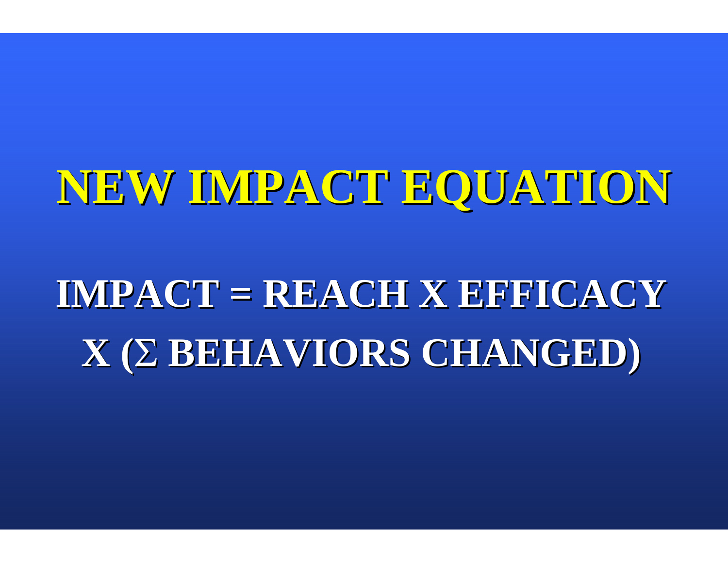# NEW IMPACT EQUATION

**IMPACT = REACH X EFFICACY X (Σ BEHAVIORS CHANGED)**